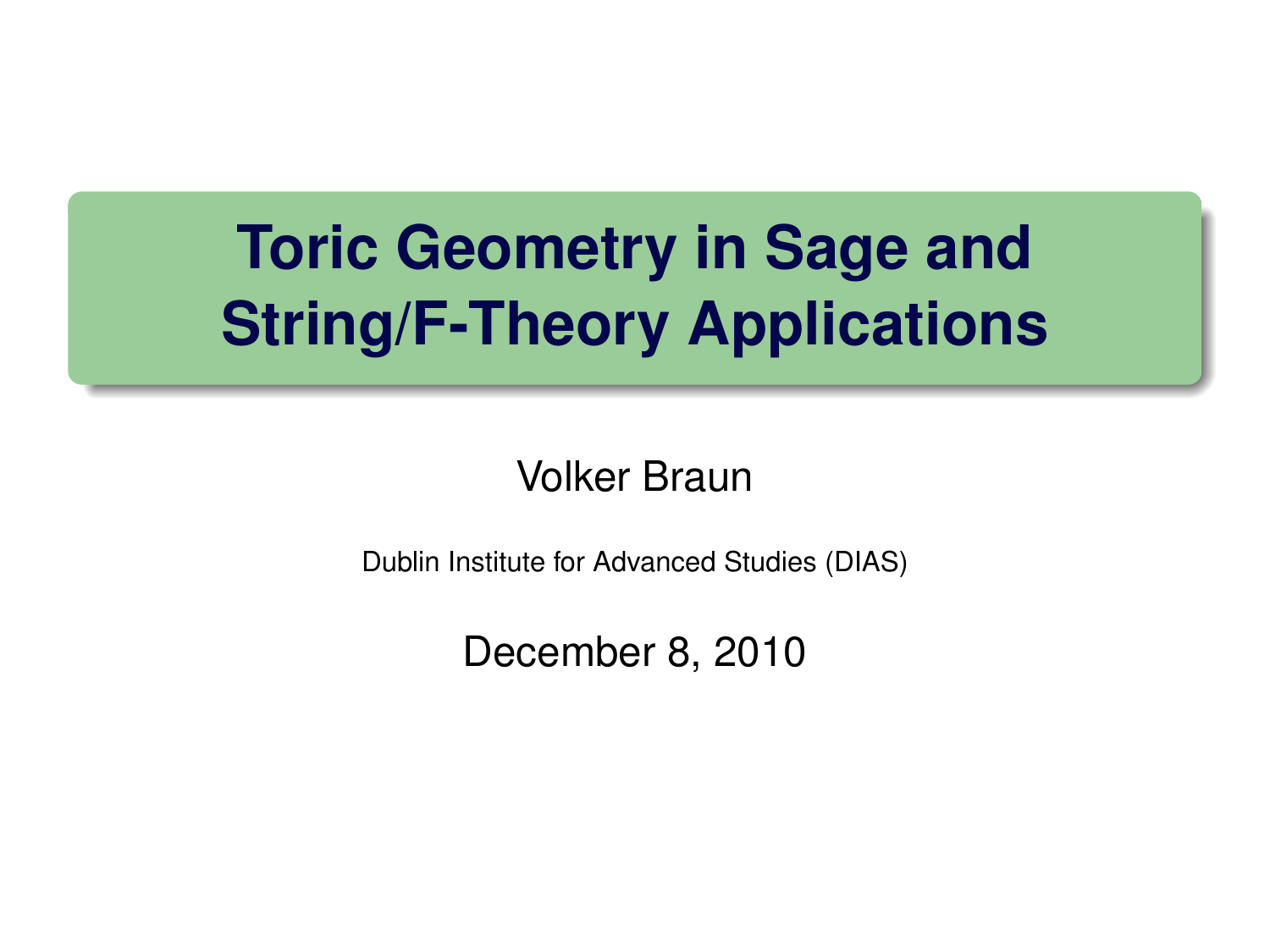# Toric Geometry in Sage and String/F-Theory Applications

Volker Braun

Dublin Institute for Advanced Studies (DIAS)

December 8, 2010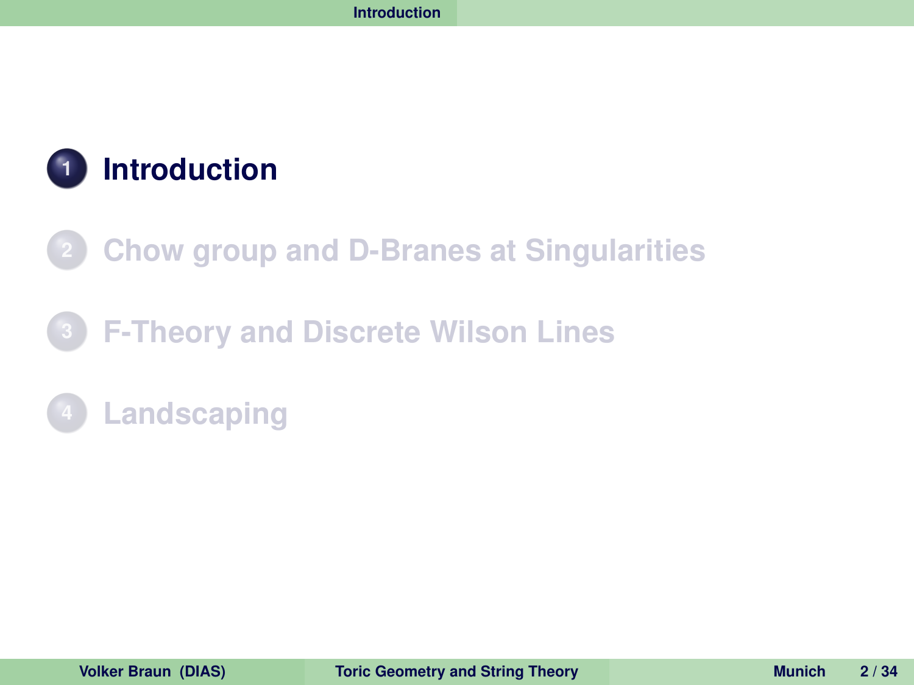1. **Introduction**
2. Chow group and D-Branes at Singularities
3. F-Theory and Discrete Wilson Lines
4. Landscaping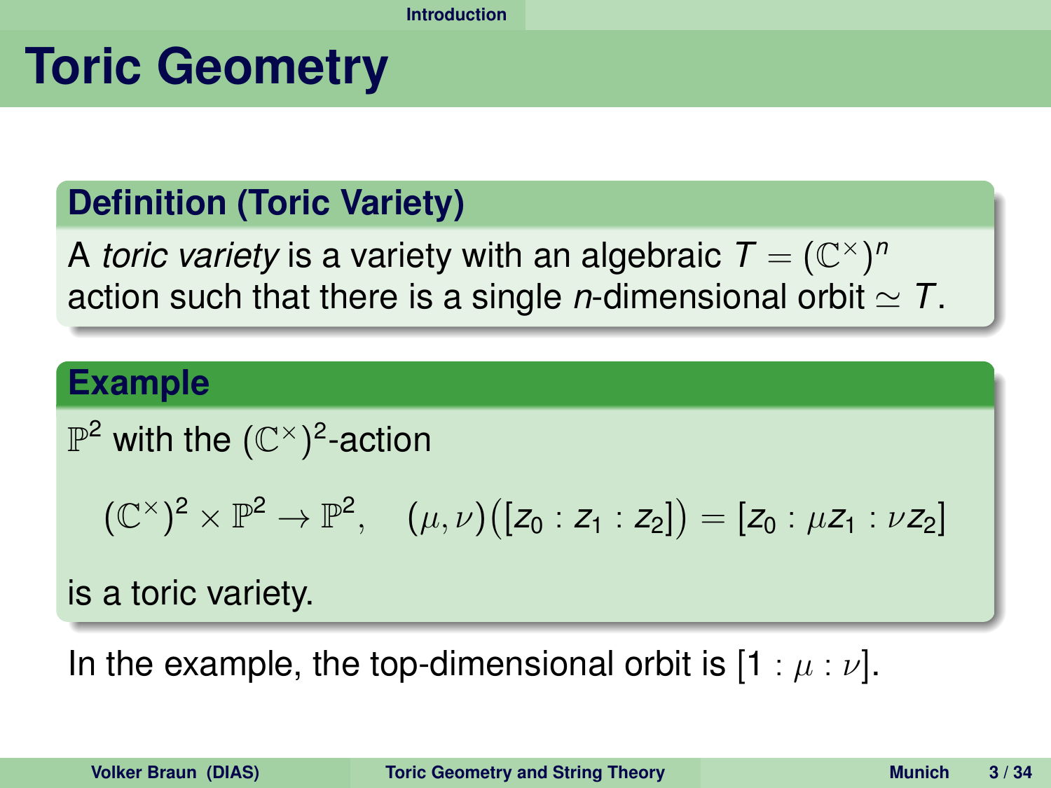# Toric Geometry

### Definition (Toric Variety)

A *toric variety* is a variety with an algebraic $T = (\mathbb{C}^\times)^n$ action such that there is a single $n$-dimensional orbit $\simeq T$.

### Example

$\mathbb{P}^2$ with the $(\mathbb{C}^\times)^2$-action

$$(\mathbb{C}^\times)^2 \times \mathbb{P}^2 \to \mathbb{P}^2, \quad (\mu, \nu)\big([z_0 : z_1 : z_2]\big) = [z_0 : \mu z_1 : \nu z_2]$$

is a toric variety.

In the example, the top-dimensional orbit is $[1 : \mu : \nu]$.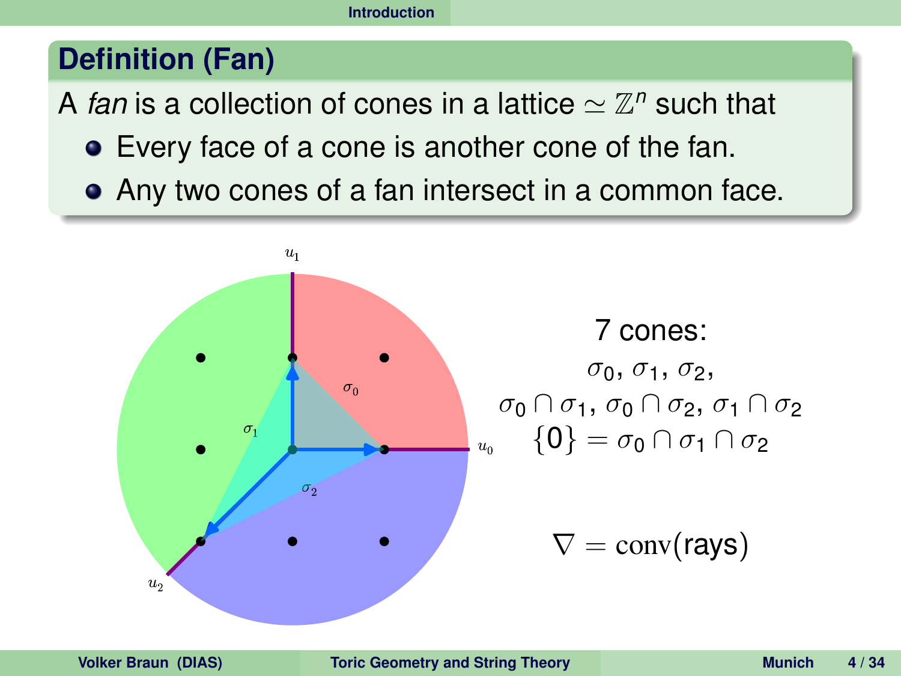## Definition (Fan)

A *fan* is a collection of cones in a lattice $\simeq \mathbb{Z}^n$ such that

- Every face of a cone is another cone of the fan.
- Any two cones of a fan intersect in a common face.

$u_1$

$\sigma_0$

$\sigma_1$

$u_0$

$\sigma_2$

$u_2$

7 cones:

$\sigma_0$, $\sigma_1$, $\sigma_2$,

$\sigma_0 \cap \sigma_1$, $\sigma_0 \cap \sigma_2$, $\sigma_1 \cap \sigma_2$

$\{0\} = \sigma_0 \cap \sigma_1 \cap \sigma_2$

$\nabla = \mathrm{conv}(\text{rays})$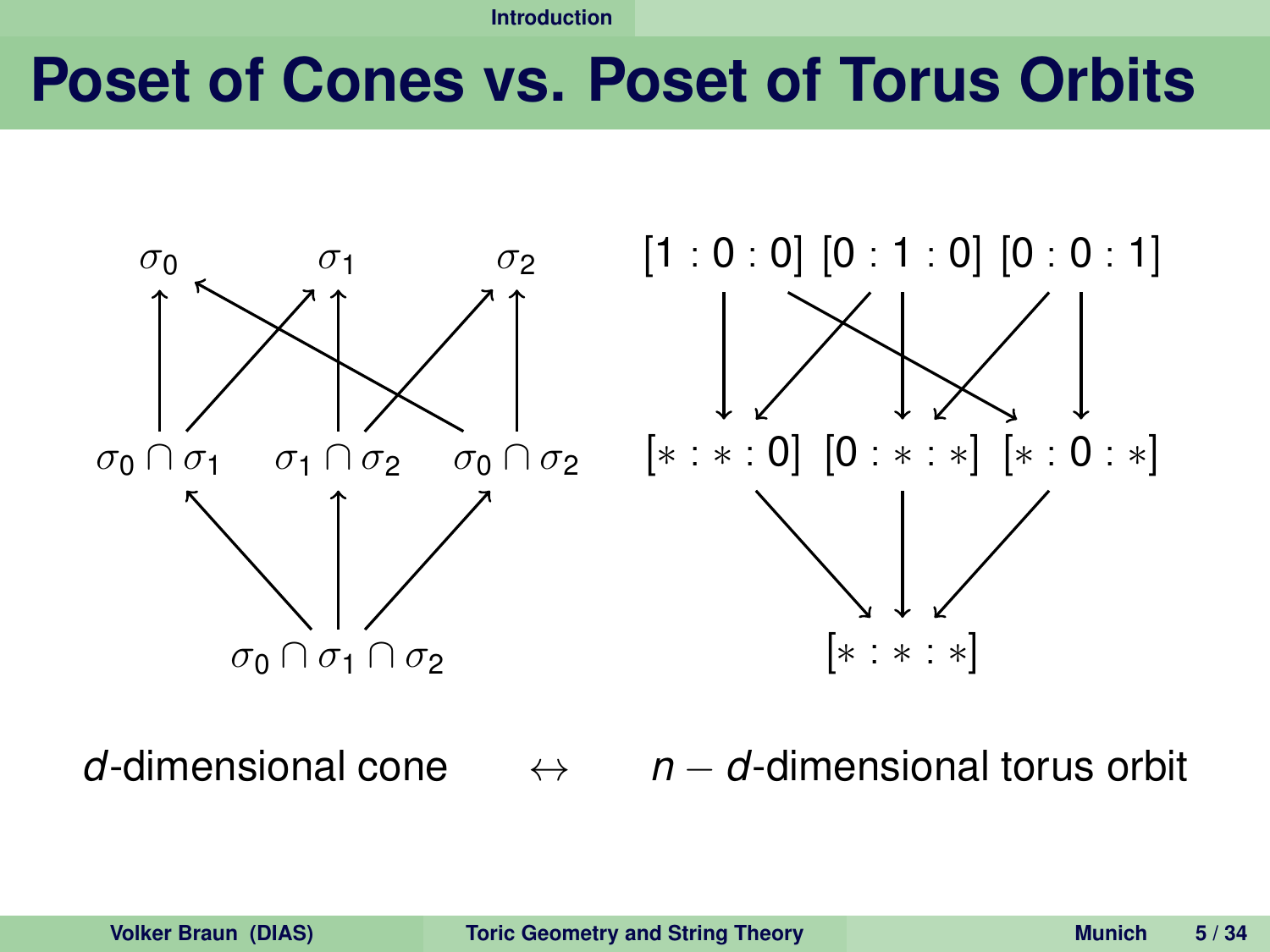# Poset of Cones vs. Poset of Torus Orbits

$\sigma_0$ $\sigma_1$ $\sigma_2$

$\sigma_0 \cap \sigma_1$ $\sigma_1 \cap \sigma_2$ $\sigma_0 \cap \sigma_2$

$\sigma_0 \cap \sigma_1 \cap \sigma_2$

$[1:0:0]$ $[0:1:0]$ $[0:0:1]$

$[*:*:0]$ $[0:*:*]$ $[*:0:*]$

$[*:*:*]$

$d$-dimensional cone $\leftrightarrow$ $n-d$-dimensional torus orbit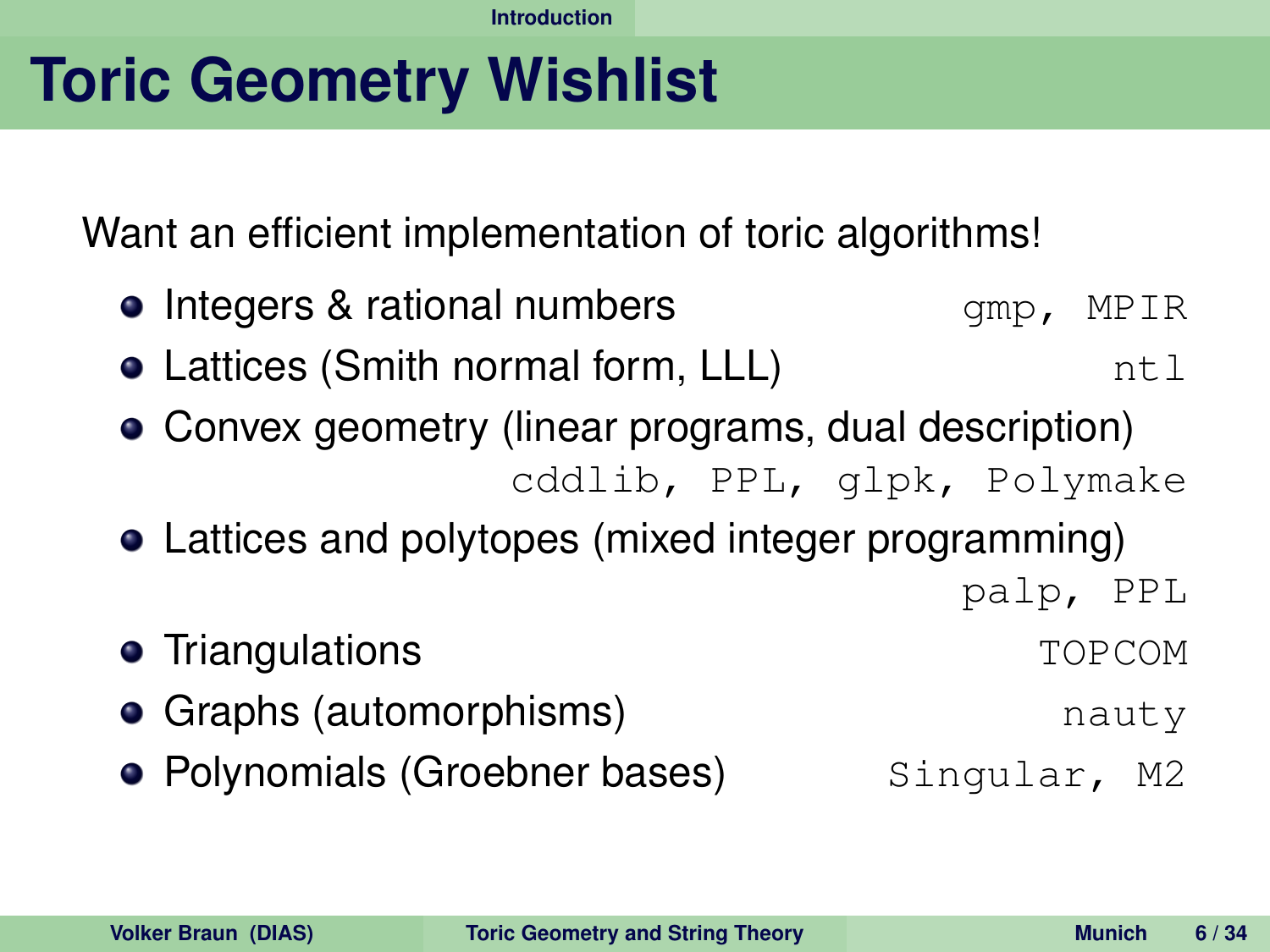# Toric Geometry Wishlist

Want an efficient implementation of toric algorithms!

- Integers & rational numbers `gmp, MPIR`
- Lattices (Smith normal form, LLL) `ntl`
- Convex geometry (linear programs, dual description) `cddlib, PPL, glpk, Polymake`
- Lattices and polytopes (mixed integer programming) `palp, PPL`
- Triangulations `TOPCOM`
- Graphs (automorphisms) `nauty`
- Polynomials (Groebner bases) `Singular, M2`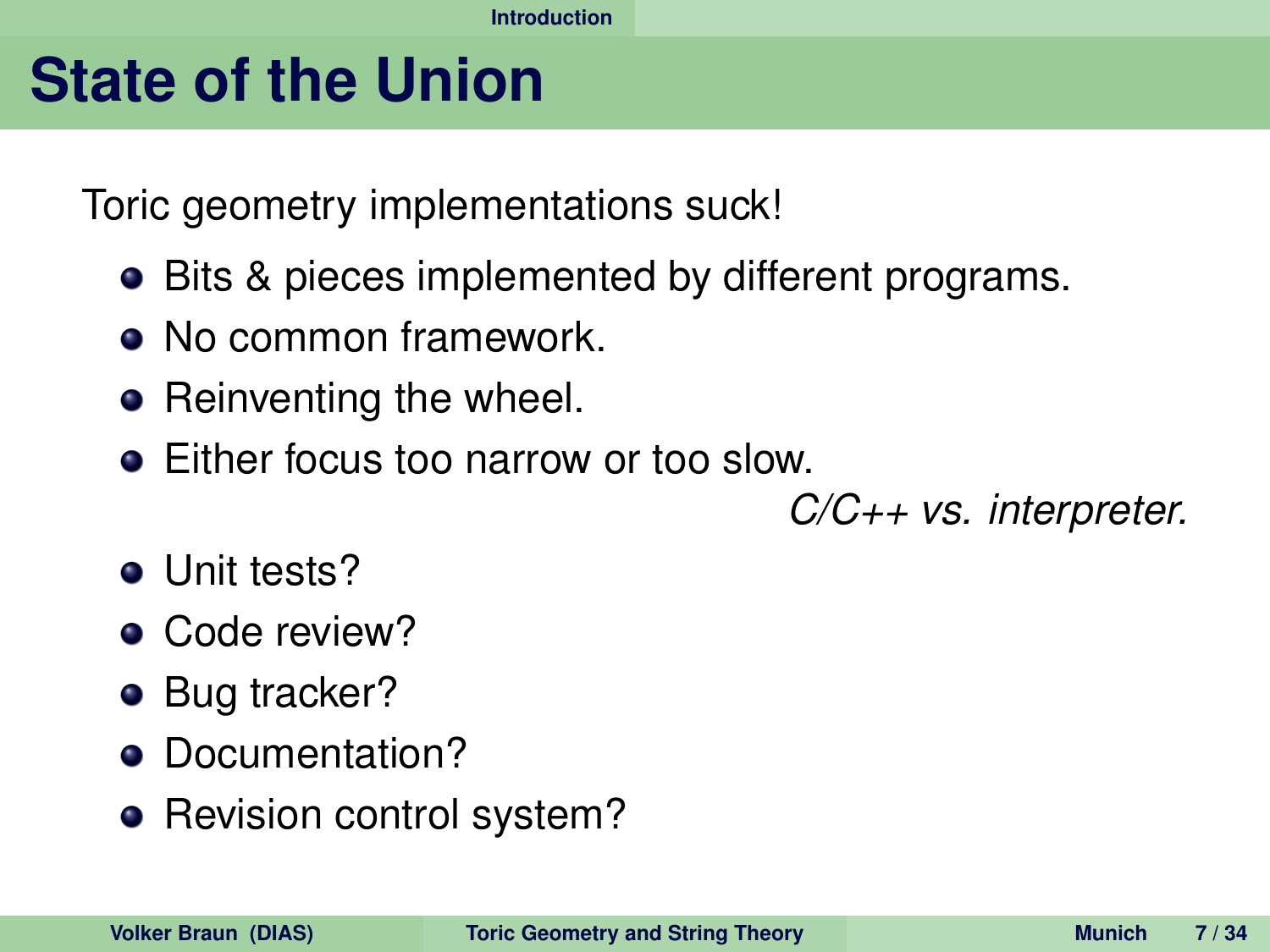# State of the Union

Toric geometry implementations suck!

- Bits & pieces implemented by different programs.
- No common framework.
- Reinventing the wheel.
- Either focus too narrow or too slow.

  *C/C++ vs. interpreter.*
- Unit tests?
- Code review?
- Bug tracker?
- Documentation?
- Revision control system?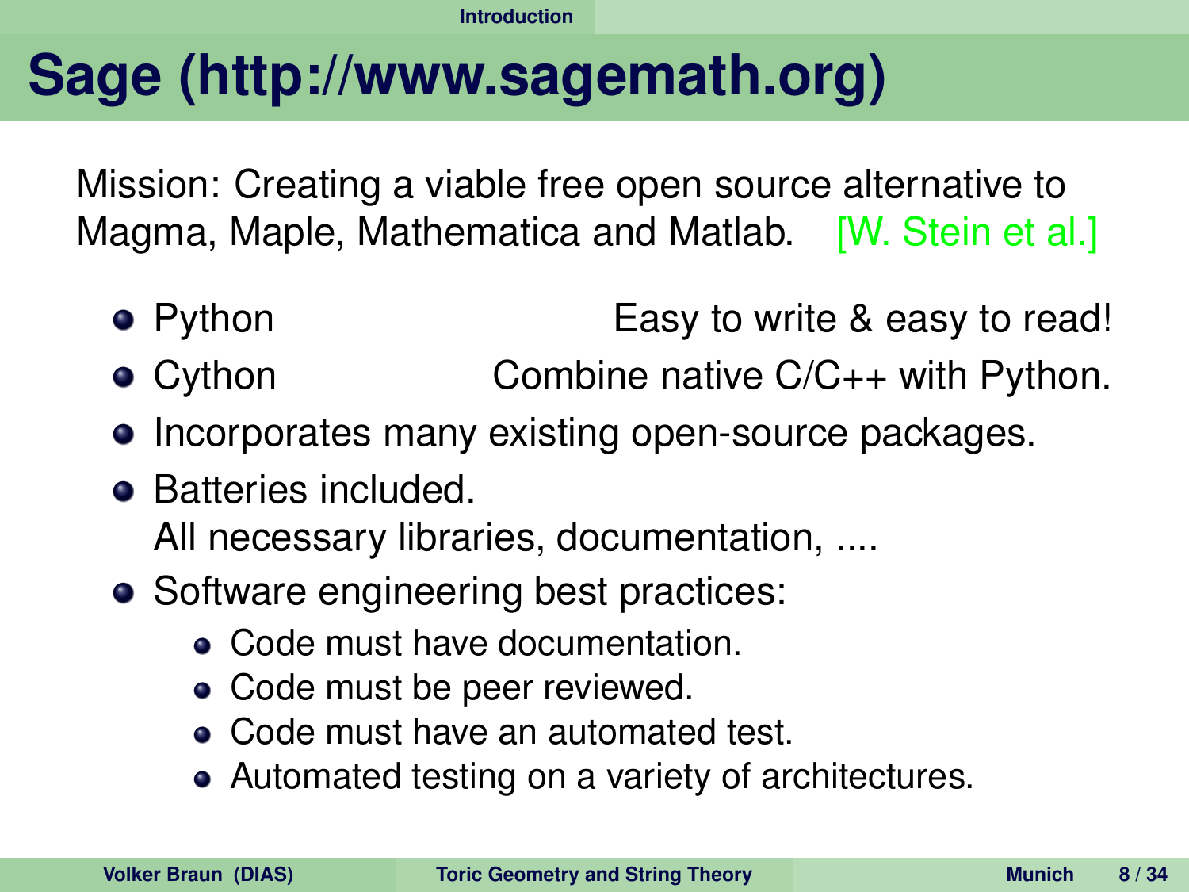# Sage (http://www.sagemath.org)

Mission: Creating a viable free open source alternative to Magma, Maple, Mathematica and Matlab. [W. Stein et al.]

- Python — Easy to write & easy to read!
- Cython — Combine native C/C++ with Python.
- Incorporates many existing open-source packages.
- Batteries included.
  All necessary libraries, documentation, ....
- Software engineering best practices:
  - Code must have documentation.
  - Code must be peer reviewed.
  - Code must have an automated test.
  - Automated testing on a variety of architectures.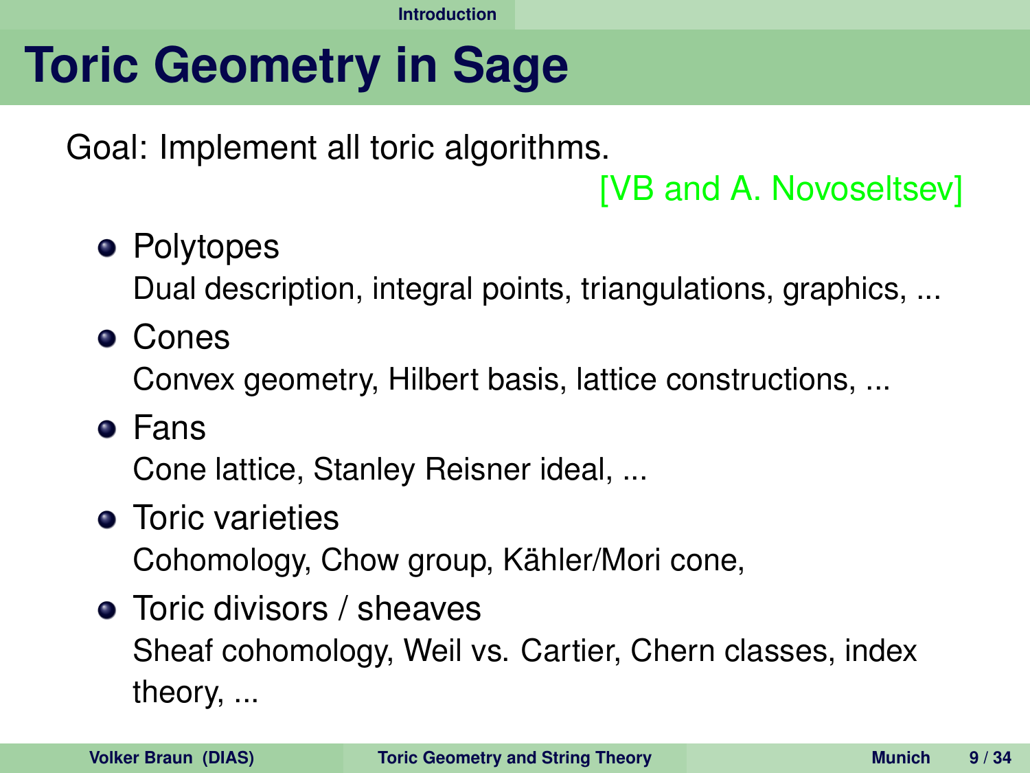# Toric Geometry in Sage

Goal: Implement all toric algorithms.

[VB and A. Novoseltsev]

- Polytopes
  Dual description, integral points, triangulations, graphics, ...
- Cones
  Convex geometry, Hilbert basis, lattice constructions, ...
- Fans
  Cone lattice, Stanley Reisner ideal, ...
- Toric varieties
  Cohomology, Chow group, Kähler/Mori cone,
- Toric divisors / sheaves
  Sheaf cohomology, Weil vs. Cartier, Chern classes, index theory, ...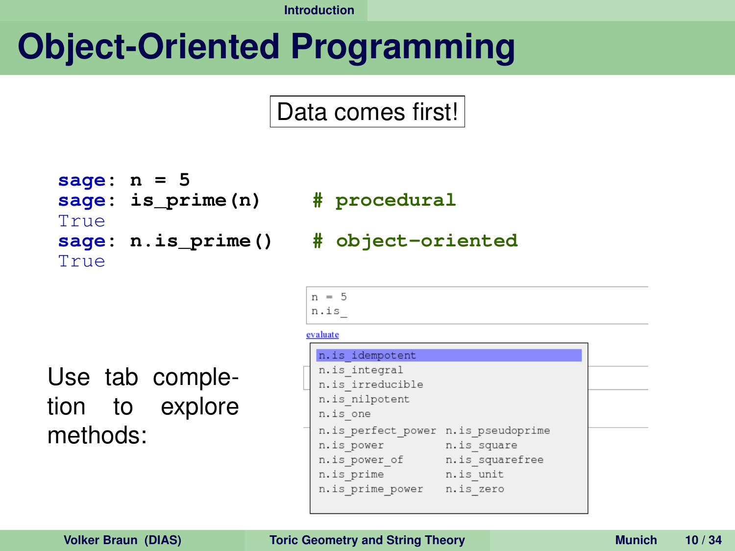# Object-Oriented Programming

Data comes first!

```
sage: n = 5
sage: is_prime(n)      # procedural
True
sage: n.is_prime()     # object-oriented
True
```

Use tab completion to explore methods:

```
n = 5
n.is_
```

evaluate

```
n.is_idempotent
n.is_integral
n.is_irreducible
n.is_nilpotent
n.is_one
n.is_perfect_power   n.is_pseudoprime
n.is_power           n.is_square
n.is_power_of        n.is_squarefree
n.is_prime           n.is_unit
n.is_prime_power     n.is_zero
```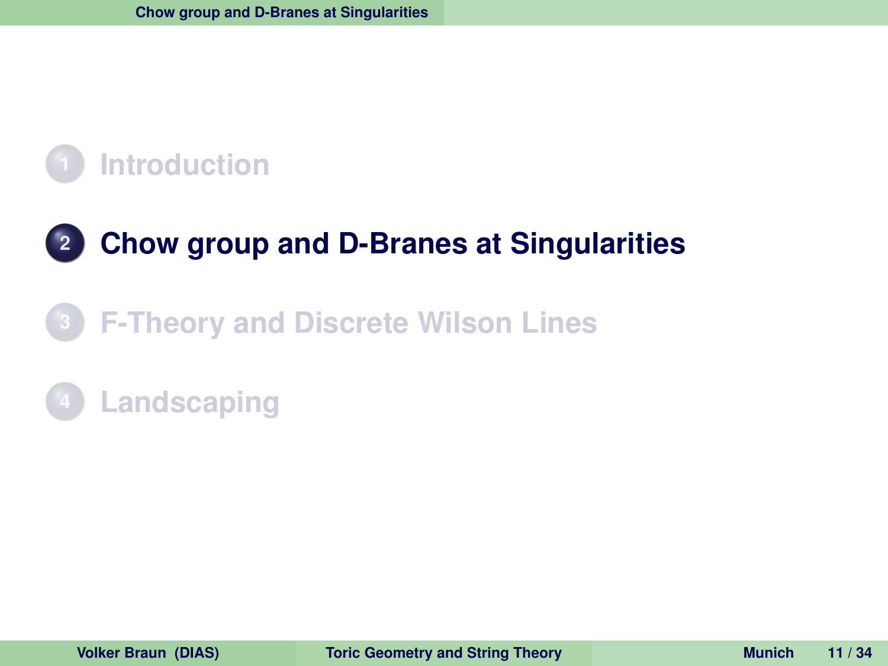1. Introduction
2. **Chow group and D-Branes at Singularities**
3. F-Theory and Discrete Wilson Lines
4. Landscaping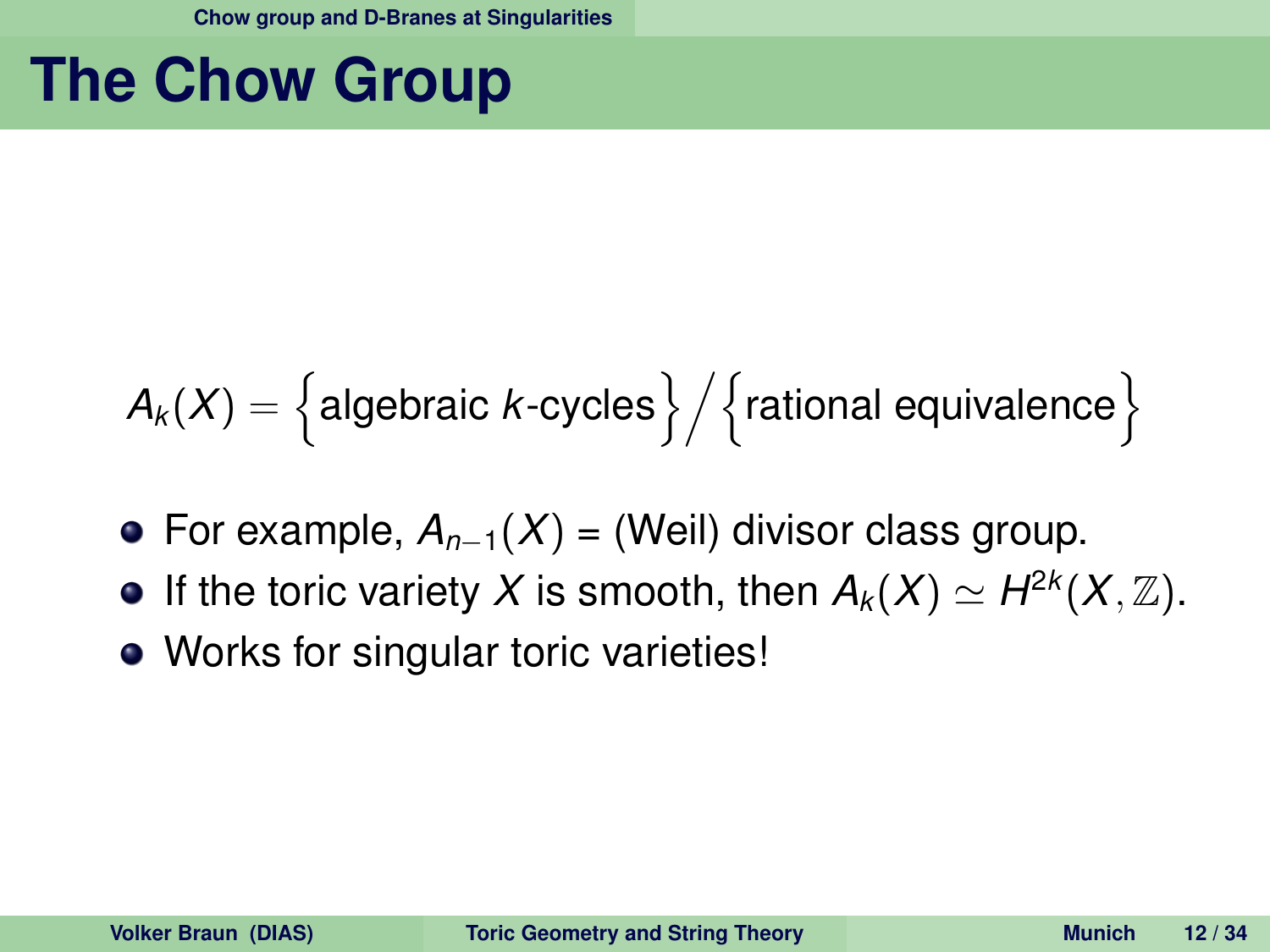# The Chow Group

$$A_k(X) = \Big\{\text{algebraic } k\text{-cycles}\Big\} \Big/ \Big\{\text{rational equivalence}\Big\}$$

- For example, $A_{n-1}(X)$ = (Weil) divisor class group.
- If the toric variety $X$ is smooth, then $A_k(X) \simeq H^{2k}(X, \mathbb{Z})$.
- Works for singular toric varieties!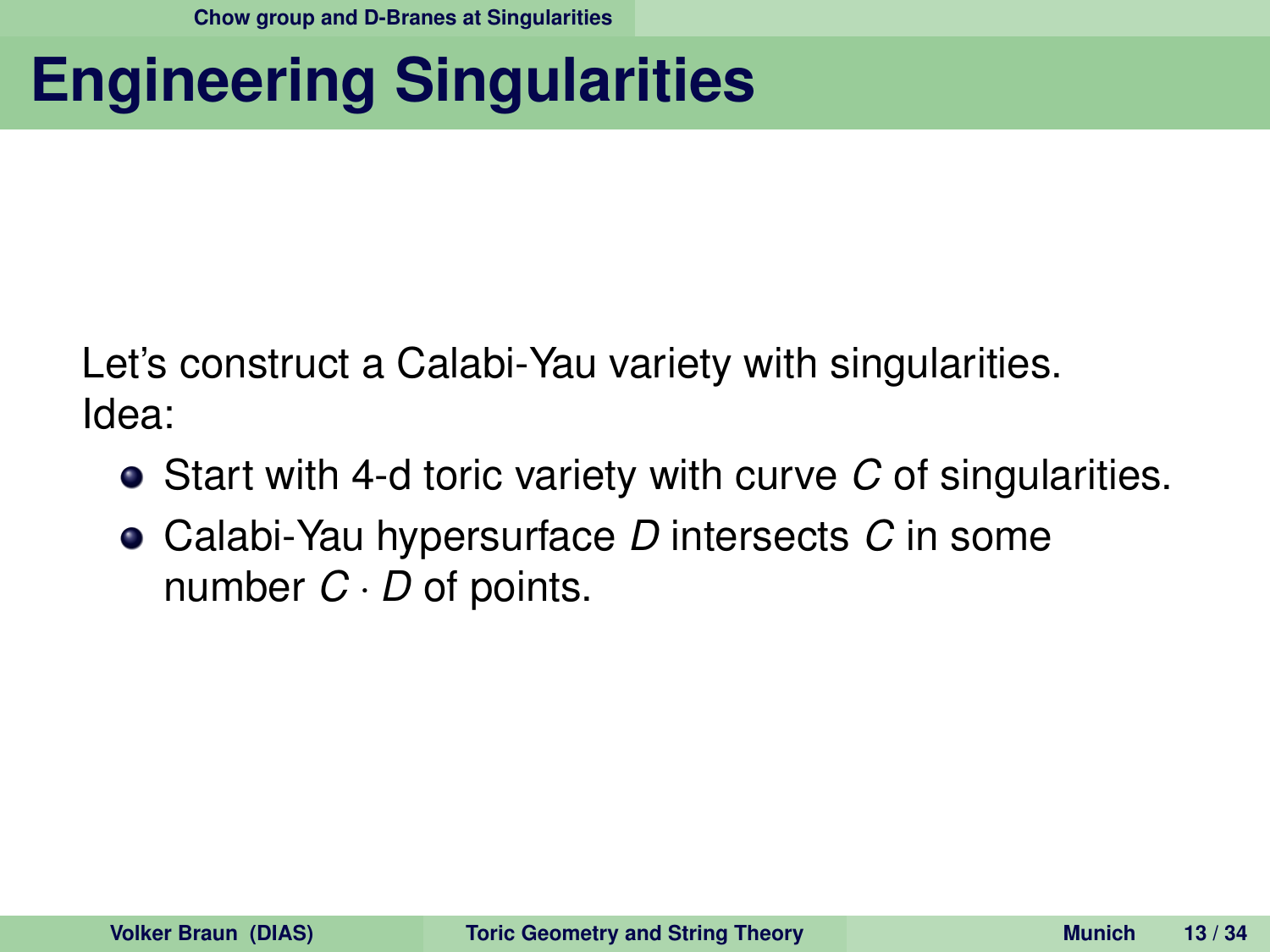# Engineering Singularities

Let's construct a Calabi-Yau variety with singularities.
Idea:

- Start with 4-d toric variety with curve $C$ of singularities.
- Calabi-Yau hypersurface $D$ intersects $C$ in some number $C \cdot D$ of points.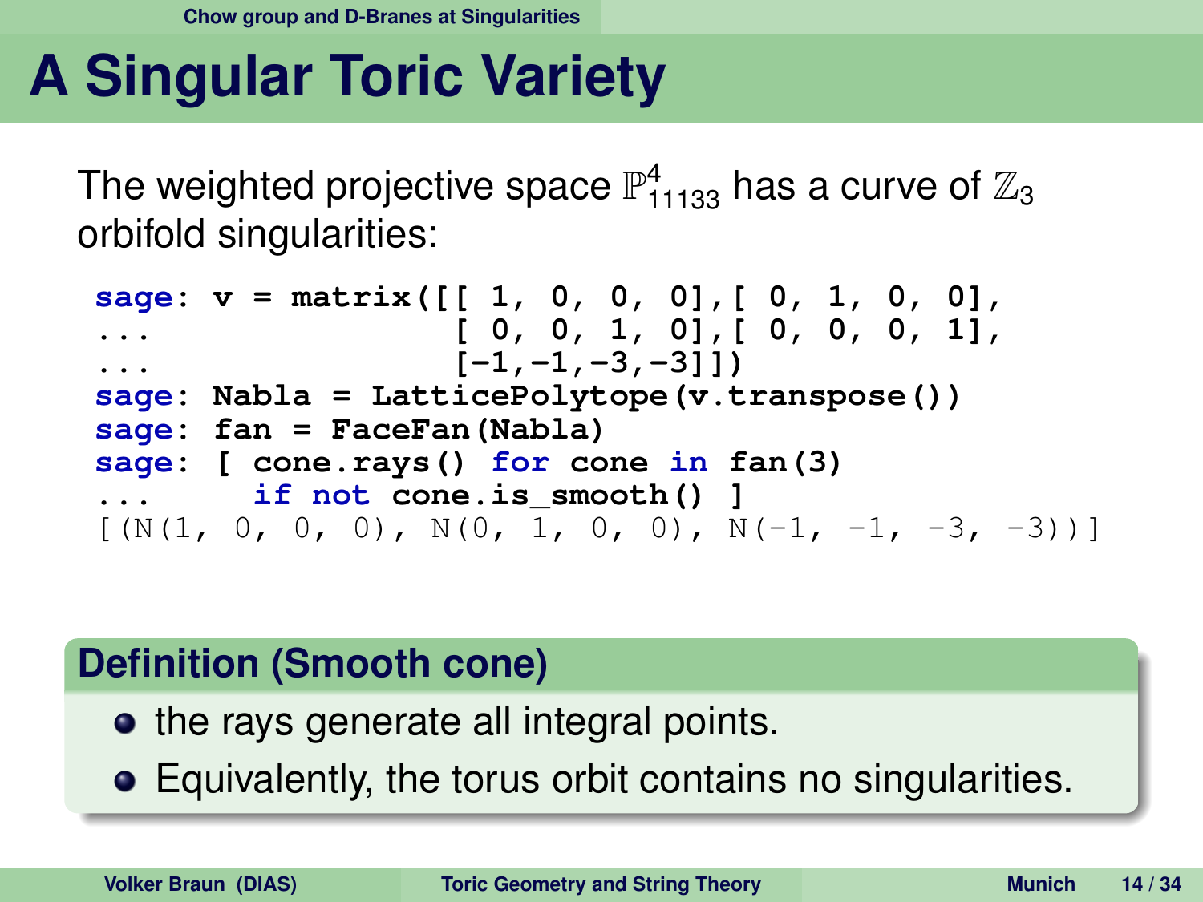# A Singular Toric Variety

The weighted projective space $\mathbb{P}^4_{11133}$ has a curve of $\mathbb{Z}_3$ orbifold singularities:

```
sage: v = matrix([[ 1, 0, 0, 0],[ 0, 1, 0, 0],
...               [ 0, 0, 1, 0],[ 0, 0, 0, 1],
...               [-1,-1,-3,-3]])
sage: Nabla = LatticePolytope(v.transpose())
sage: fan = FaceFan(Nabla)
sage: [ cone.rays() for cone in fan(3)
...     if not cone.is_smooth() ]
[(N(1, 0, 0, 0), N(0, 1, 0, 0), N(-1, -1, -3, -3))]
```

**Definition (Smooth cone)**

- the rays generate all integral points.
- Equivalently, the torus orbit contains no singularities.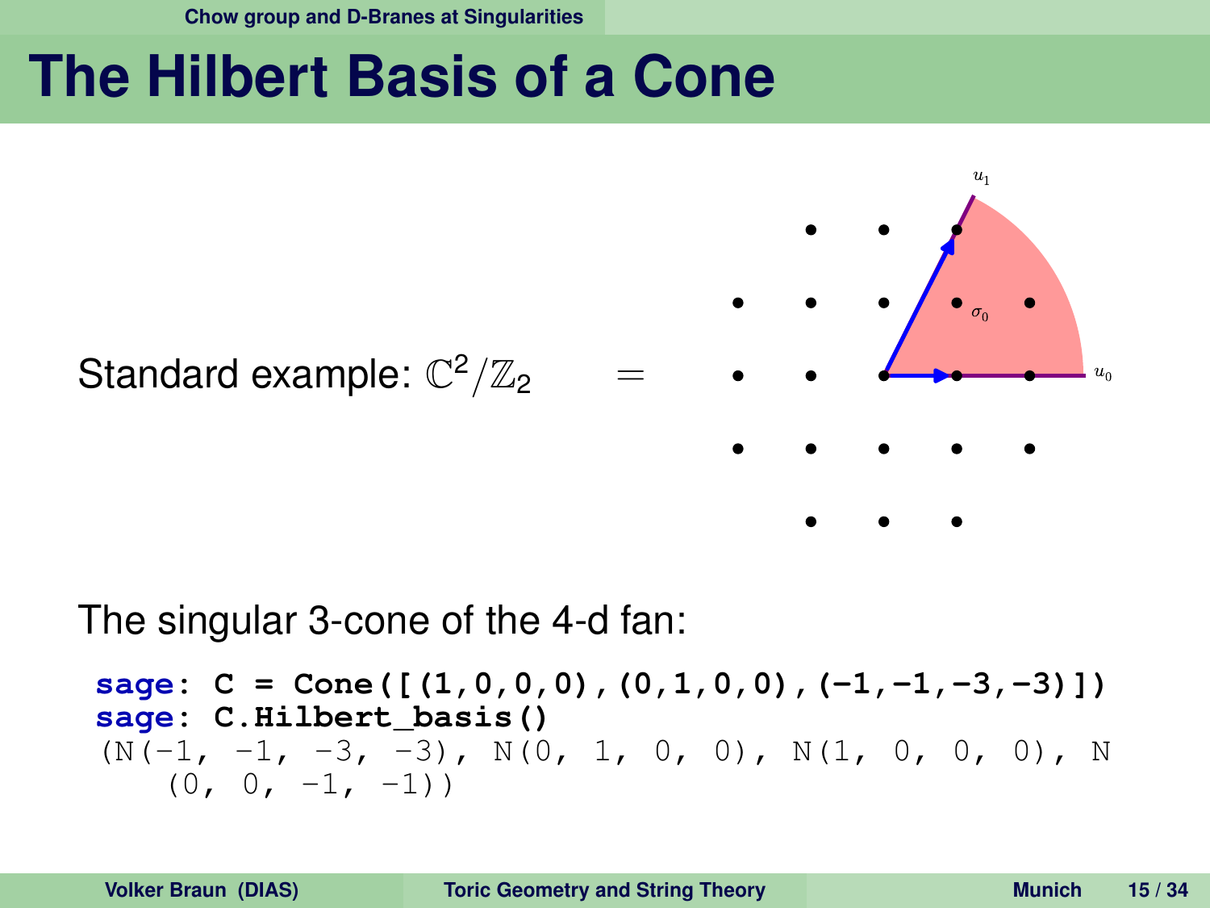# The Hilbert Basis of a Cone

Standard example: $\mathbb{C}^2/\mathbb{Z}_2$ =

The singular 3-cone of the 4-d fan:

```
sage: C = Cone([(1,0,0,0),(0,1,0,0),(-1,-1,-3,-3)])
sage: C.Hilbert_basis()
(N(-1, -1, -3, -3), N(0, 1, 0, 0), N(1, 0, 0, 0), N
    (0, 0, -1, -1))
```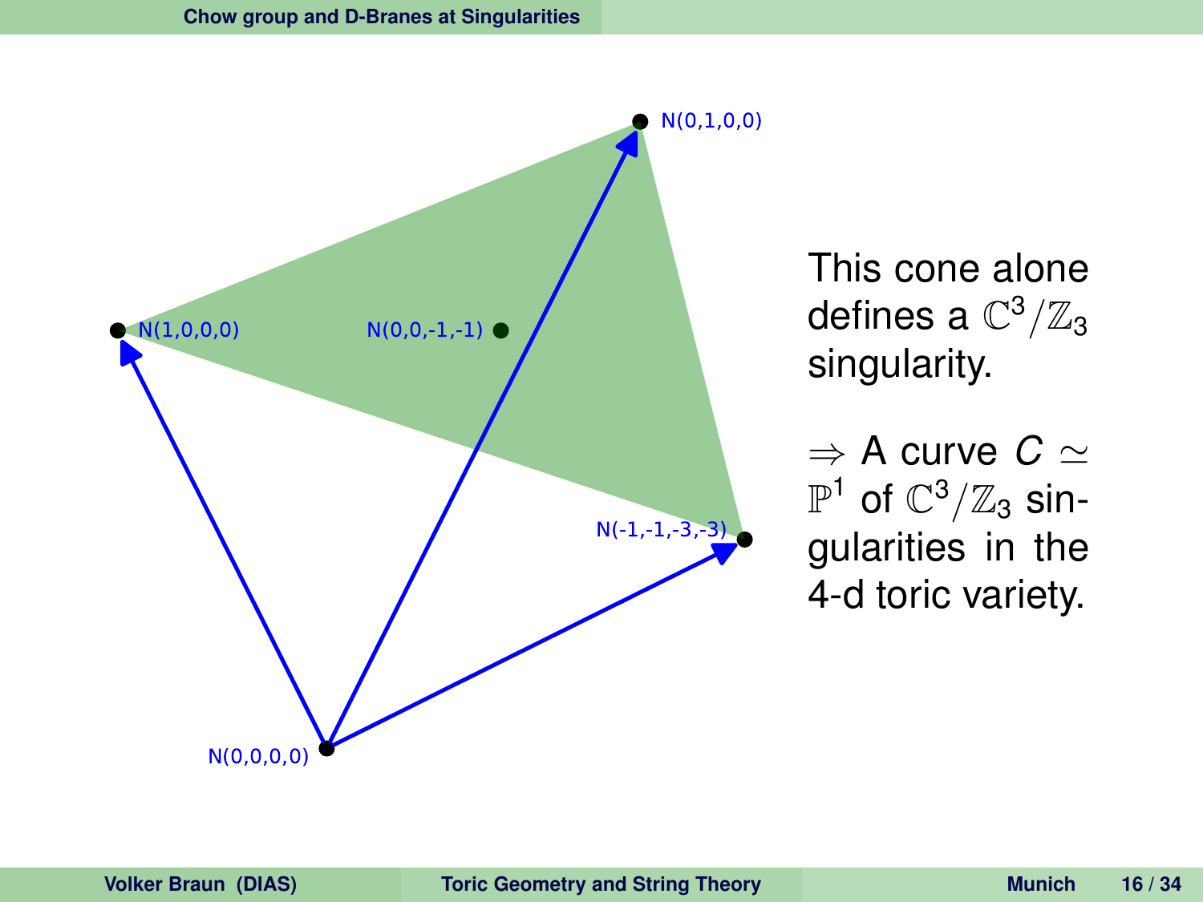N(0,1,0,0)

N(1,0,0,0)

N(0,0,-1,-1)

N(-1,-1,-3,-3)

N(0,0,0,0)

This cone alone defines a $\mathbb{C}^3/\mathbb{Z}_3$ singularity.

$\Rightarrow$ A curve $C \simeq \mathbb{P}^1$ of $\mathbb{C}^3/\mathbb{Z}_3$ singularities in the 4-d toric variety.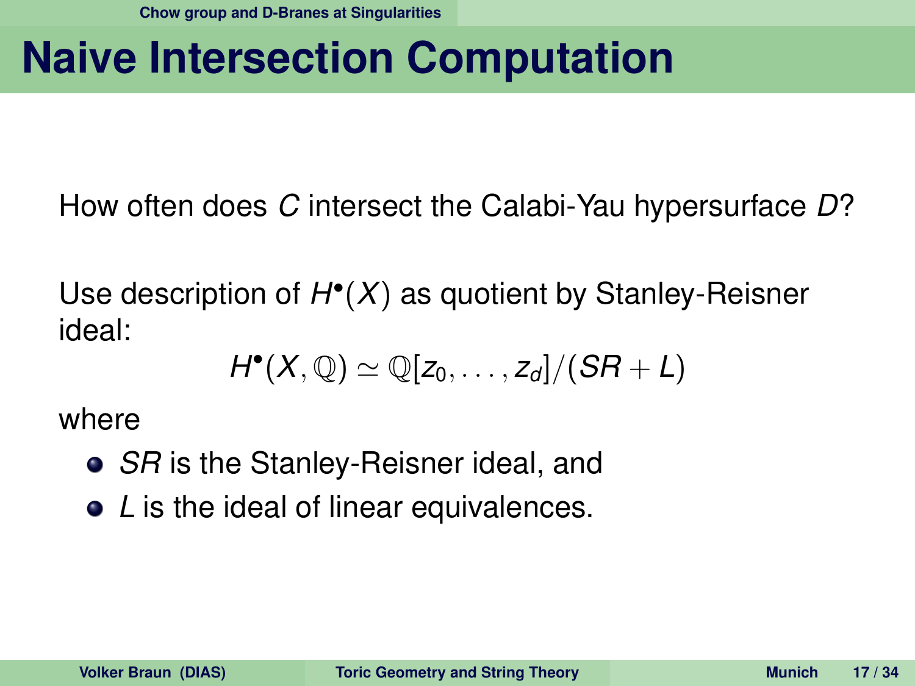# Naive Intersection Computation

How often does $C$ intersect the Calabi-Yau hypersurface $D$?

Use description of $H^\bullet(X)$ as quotient by Stanley-Reisner ideal:

$$H^\bullet(X, \mathbb{Q}) \simeq \mathbb{Q}[z_0, \ldots, z_d] / (SR + L)$$

where

- $SR$ is the Stanley-Reisner ideal, and
- $L$ is the ideal of linear equivalences.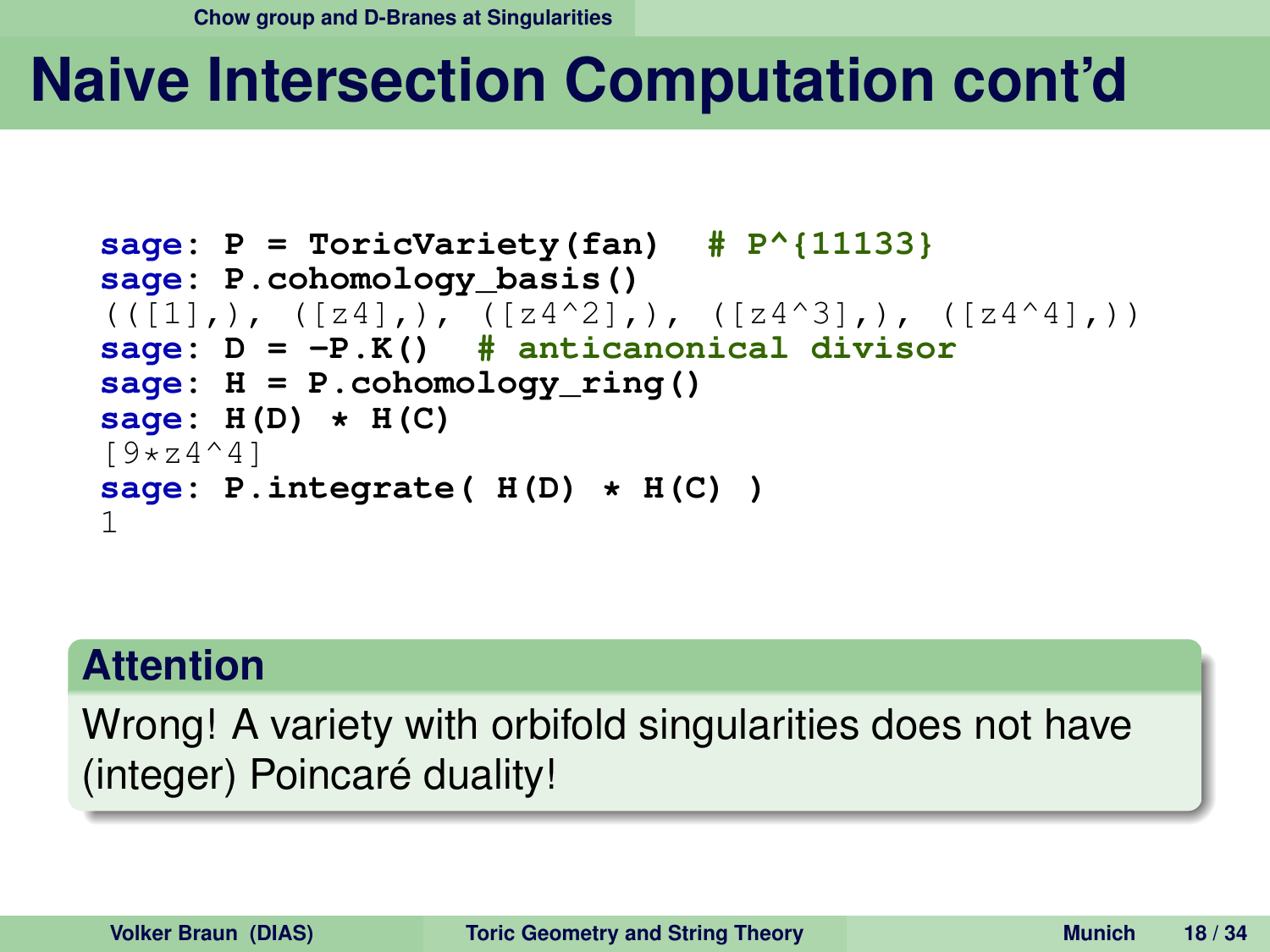# Naive Intersection Computation cont'd

```
sage: P = ToricVariety(fan)  # P^{11133}
sage: P.cohomology_basis()
(([1],), ([z4],), ([z4^2],), ([z4^3],), ([z4^4],))
sage: D = -P.K()  # anticanonical divisor
sage: H = P.cohomology_ring()
sage: H(D) * H(C)
[9*z4^4]
sage: P.integrate( H(D) * H(C) )
1
```

**Attention**

Wrong! A variety with orbifold singularities does not have (integer) Poincaré duality!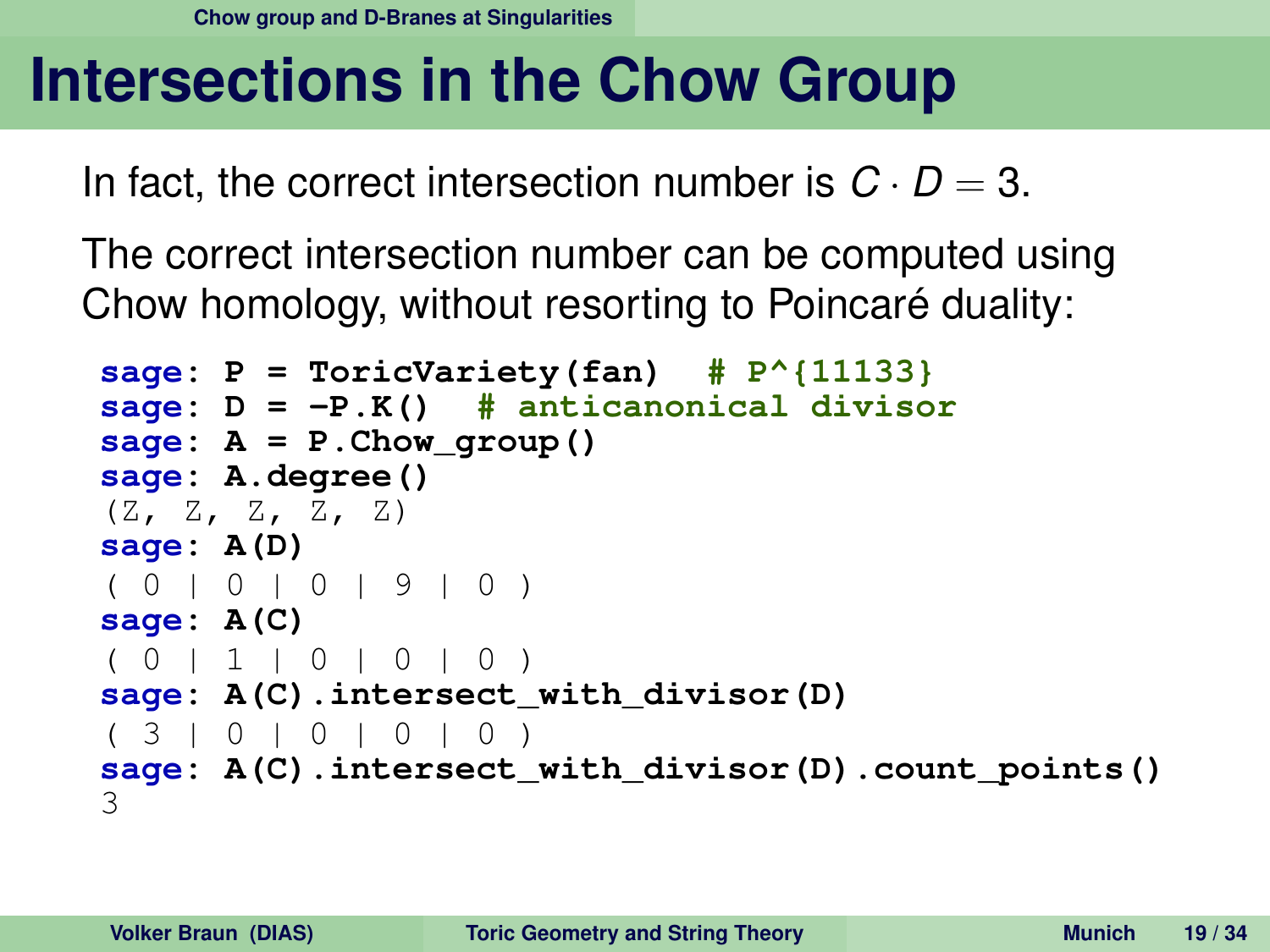# Intersections in the Chow Group

In fact, the correct intersection number is $C \cdot D = 3$.

The correct intersection number can be computed using Chow homology, without resorting to Poincaré duality:

```
sage: P = ToricVariety(fan)  # P^{11133}
sage: D = -P.K()  # anticanonical divisor
sage: A = P.Chow_group()
sage: A.degree()
(Z, Z, Z, Z, Z)
sage: A(D)
( 0 | 0 | 0 | 9 | 0 )
sage: A(C)
( 0 | 1 | 0 | 0 | 0 )
sage: A(C).intersect_with_divisor(D)
( 3 | 0 | 0 | 0 | 0 )
sage: A(C).intersect_with_divisor(D).count_points()
3
```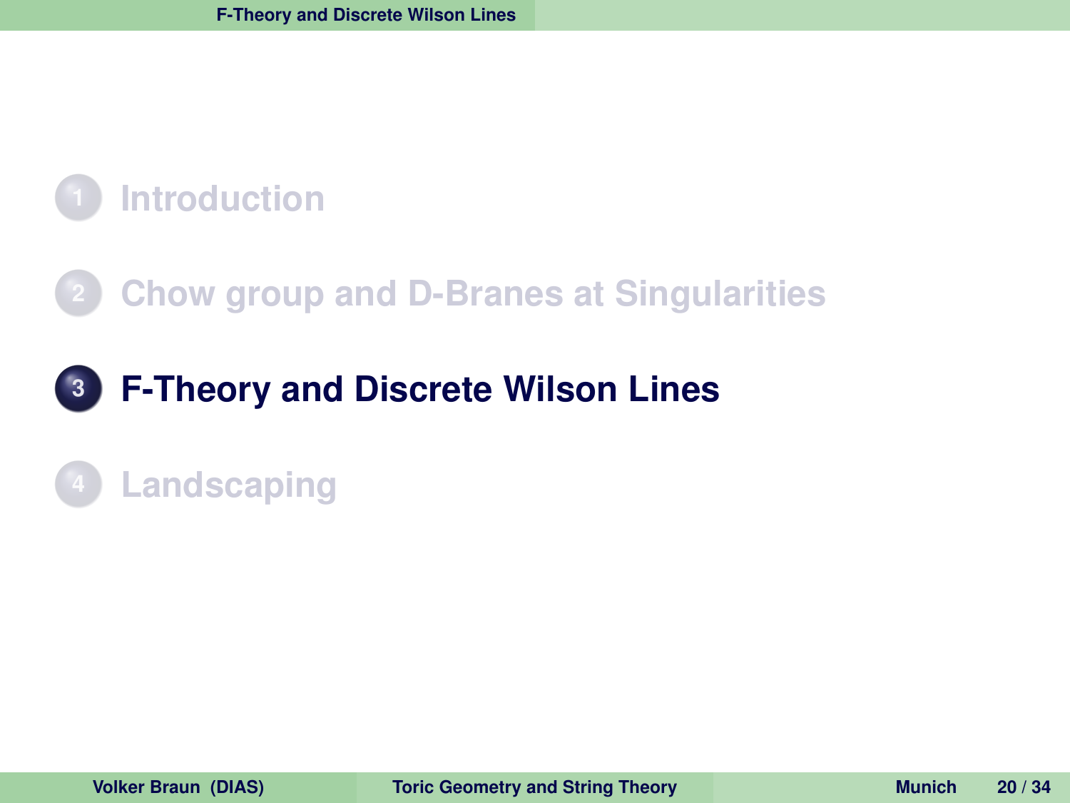1. Introduction
2. Chow group and D-Branes at Singularities
3. **F-Theory and Discrete Wilson Lines**
4. Landscaping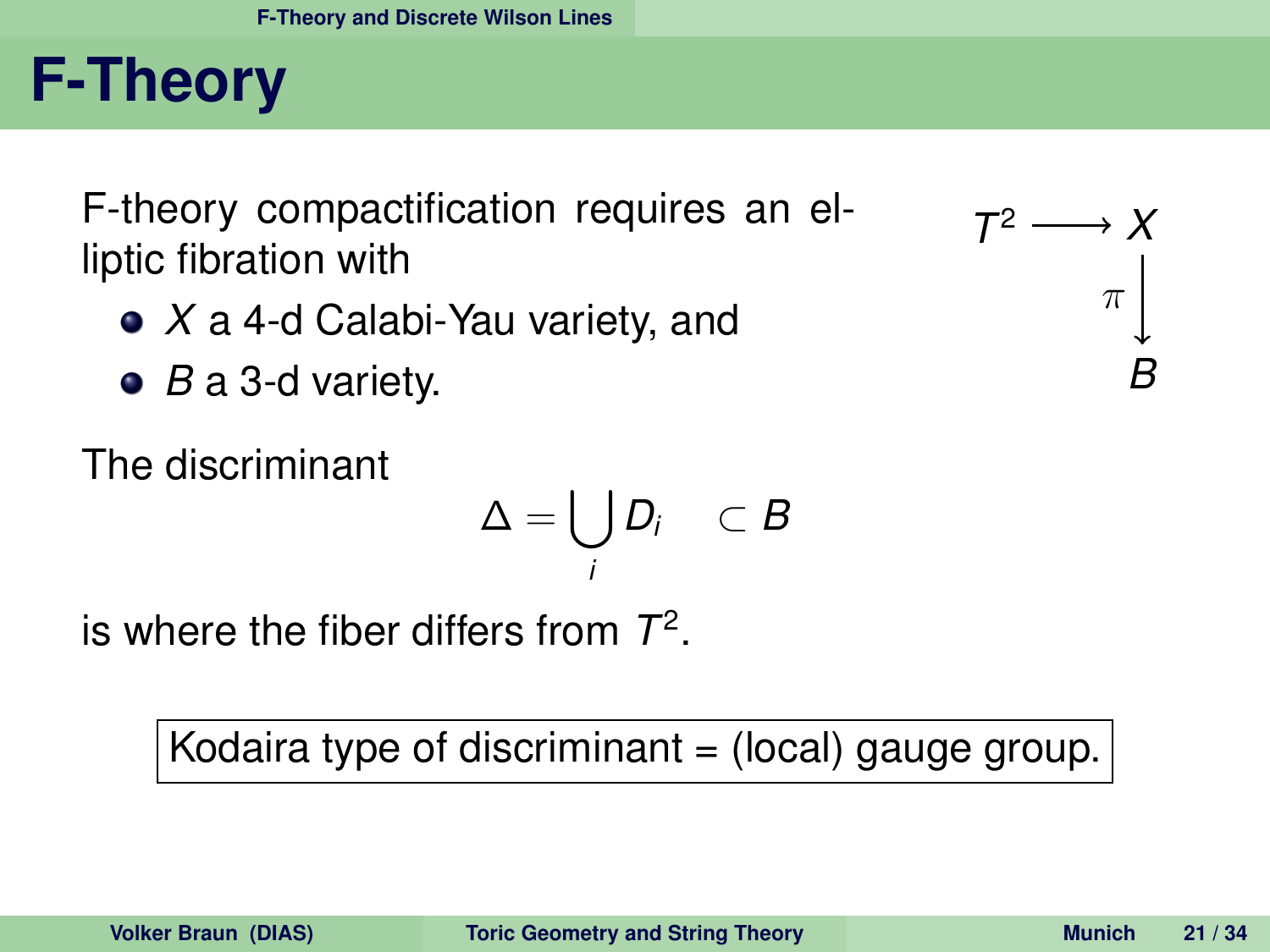# F-Theory

F-theory compactification requires an elliptic fibration with

- $X$ a 4-d Calabi-Yau variety, and
- $B$ a 3-d variety.

$$
\begin{array}{ccc}
T^2 & \longrightarrow & X \\
& & \downarrow \pi \\
& & B
\end{array}
$$

The discriminant

$$\Delta = \bigcup_i D_i \quad \subset B$$

is where the fiber differs from $T^2$.

Kodaira type of discriminant = (local) gauge group.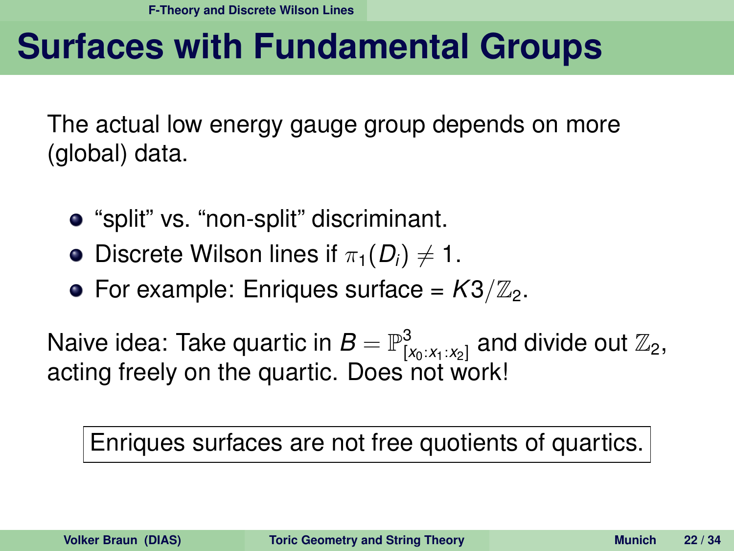# Surfaces with Fundamental Groups

The actual low energy gauge group depends on more (global) data.

- “split” vs. “non-split” discriminant.
- Discrete Wilson lines if $\pi_1(D_i) \neq 1$.
- For example: Enriques surface = $K3/\mathbb{Z}_2$.

Naive idea: Take quartic in $B = \mathbb{P}^3_{[x_0:x_1:x_2]}$ and divide out $\mathbb{Z}_2$, acting freely on the quartic. Does not work!

> Enriques surfaces are not free quotients of quartics.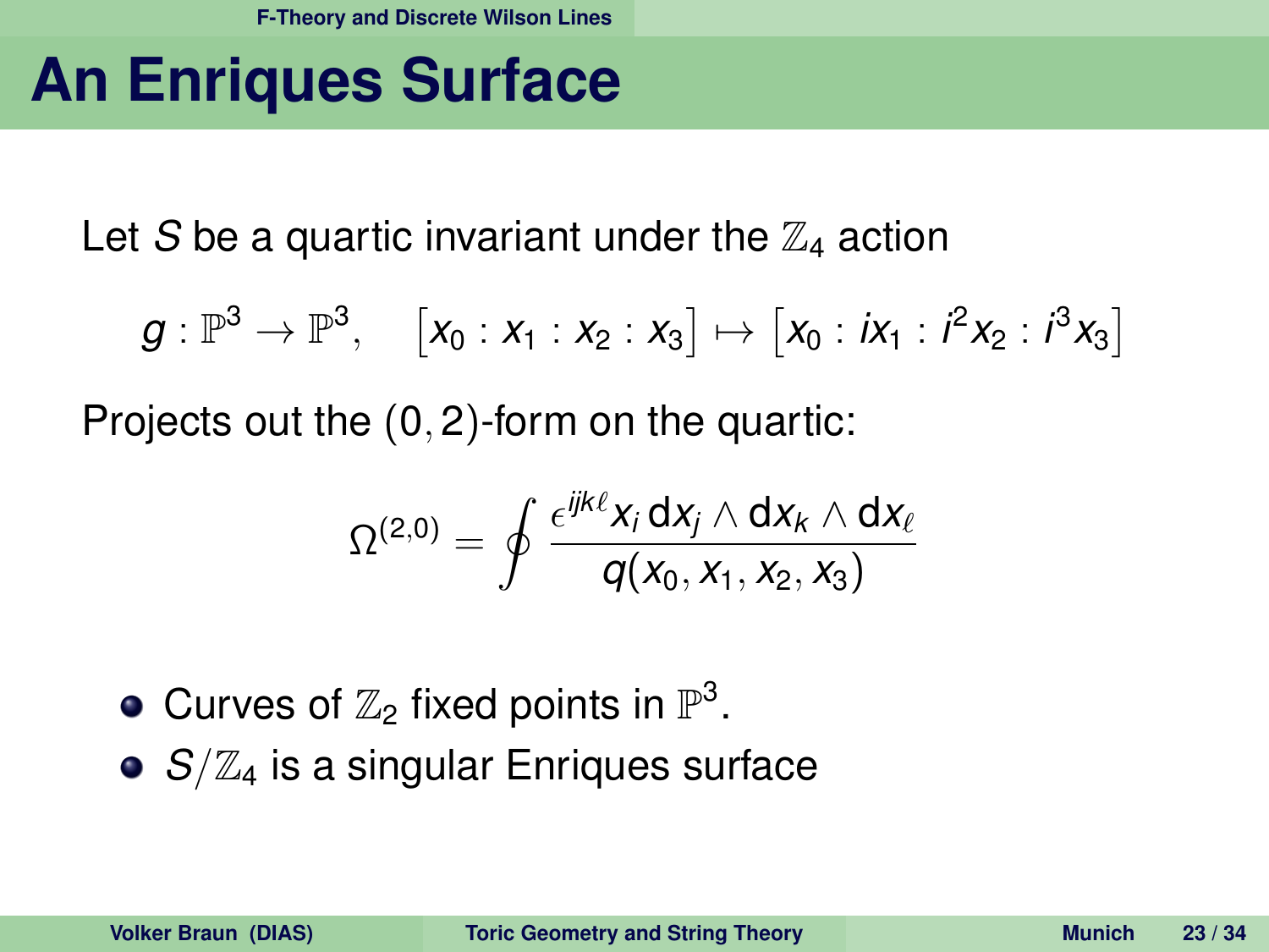# An Enriques Surface

Let $S$ be a quartic invariant under the $\mathbb{Z}_4$ action

$$g : \mathbb{P}^3 \to \mathbb{P}^3, \quad \left[x_0 : x_1 : x_2 : x_3\right] \mapsto \left[x_0 : ix_1 : i^2 x_2 : i^3 x_3\right]$$

Projects out the $(0,2)$-form on the quartic:

$$\Omega^{(2,0)} = \oint \frac{\epsilon^{ijk\ell} x_i \, \mathrm{d}x_j \wedge \mathrm{d}x_k \wedge \mathrm{d}x_\ell}{q(x_0, x_1, x_2, x_3)}$$

- Curves of $\mathbb{Z}_2$ fixed points in $\mathbb{P}^3$.
- $S/\mathbb{Z}_4$ is a singular Enriques surface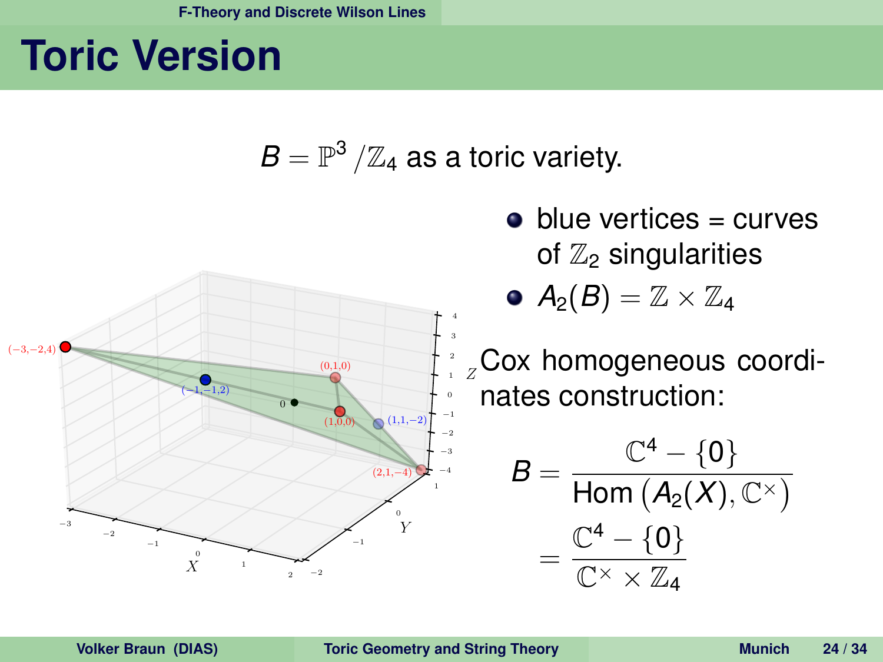# Toric Version

$B = \mathbb{P}^3/\mathbb{Z}_4$ as a toric variety.

- blue vertices = curves of $\mathbb{Z}_2$ singularities
- $A_2(B) = \mathbb{Z} \times \mathbb{Z}_4$

Cox homogeneous coordinates construction:

$$B = \frac{\mathbb{C}^4 - \{0\}}{\mathrm{Hom}\left(A_2(X), \mathbb{C}^\times\right)} = \frac{\mathbb{C}^4 - \{0\}}{\mathbb{C}^\times \times \mathbb{Z}_4}$$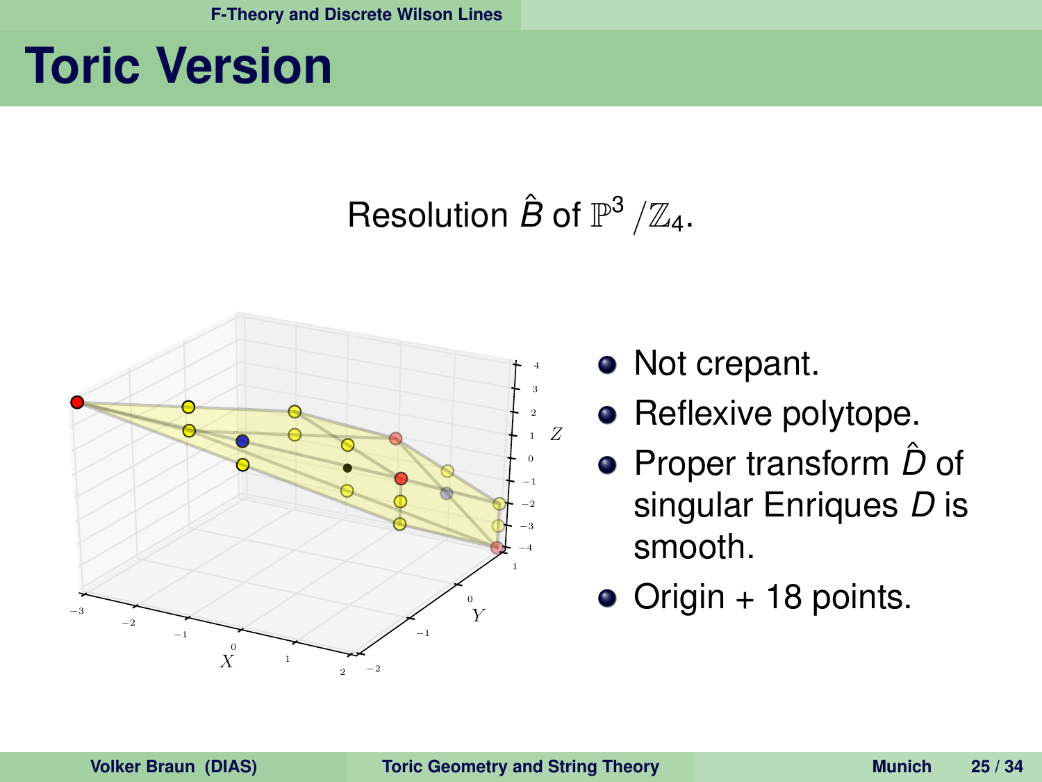# Toric Version

Resolution $\hat{B}$ of $\mathbb{P}^3/\mathbb{Z}_4$.

- Not crepant.
- Reflexive polytope.
- Proper transform $\hat{D}$ of singular Enriques $D$ is smooth.
- Origin + 18 points.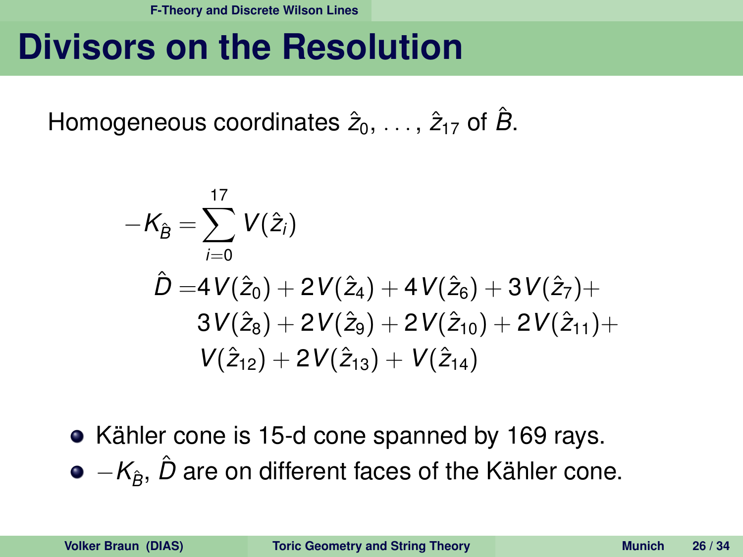# Divisors on the Resolution

Homogeneous coordinates $\hat{z}_0, \ldots, \hat{z}_{17}$ of $\hat{B}$.

$$
\begin{aligned}
-K_{\hat{B}} &= \sum_{i=0}^{17} V(\hat{z}_i) \\
\hat{D} =& 4V(\hat{z}_0) + 2V(\hat{z}_4) + 4V(\hat{z}_6) + 3V(\hat{z}_7) + \\
& 3V(\hat{z}_8) + 2V(\hat{z}_9) + 2V(\hat{z}_{10}) + 2V(\hat{z}_{11}) + \\
& V(\hat{z}_{12}) + 2V(\hat{z}_{13}) + V(\hat{z}_{14})
\end{aligned}
$$

- Kähler cone is 15-d cone spanned by 169 rays.
- $-K_{\hat{B}}$, $\hat{D}$ are on different faces of the Kähler cone.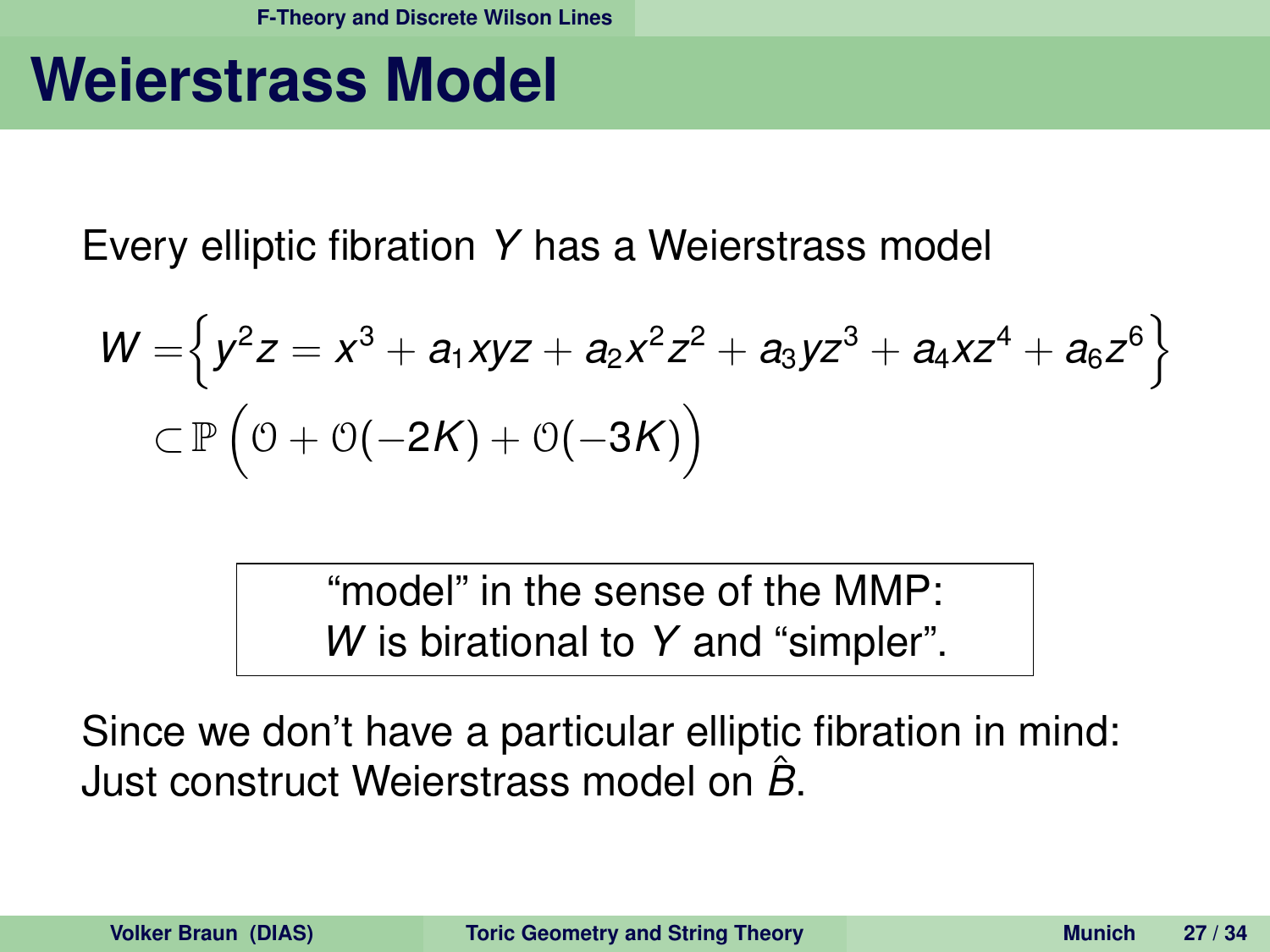# Weierstrass Model

Every elliptic fibration $Y$ has a Weierstrass model

$$
\begin{aligned}
W = &\left\{ y^2 z = x^3 + a_1 xyz + a_2 x^2 z^2 + a_3 yz^3 + a_4 xz^4 + a_6 z^6 \right\} \\
&\subset \mathbb{P}\Big( \mathcal{O} + \mathcal{O}(-2K) + \mathcal{O}(-3K) \Big)
\end{aligned}
$$

> "model" in the sense of the MMP:
> $W$ is birational to $Y$ and "simpler".

Since we don't have a particular elliptic fibration in mind:
Just construct Weierstrass model on $\hat{B}$.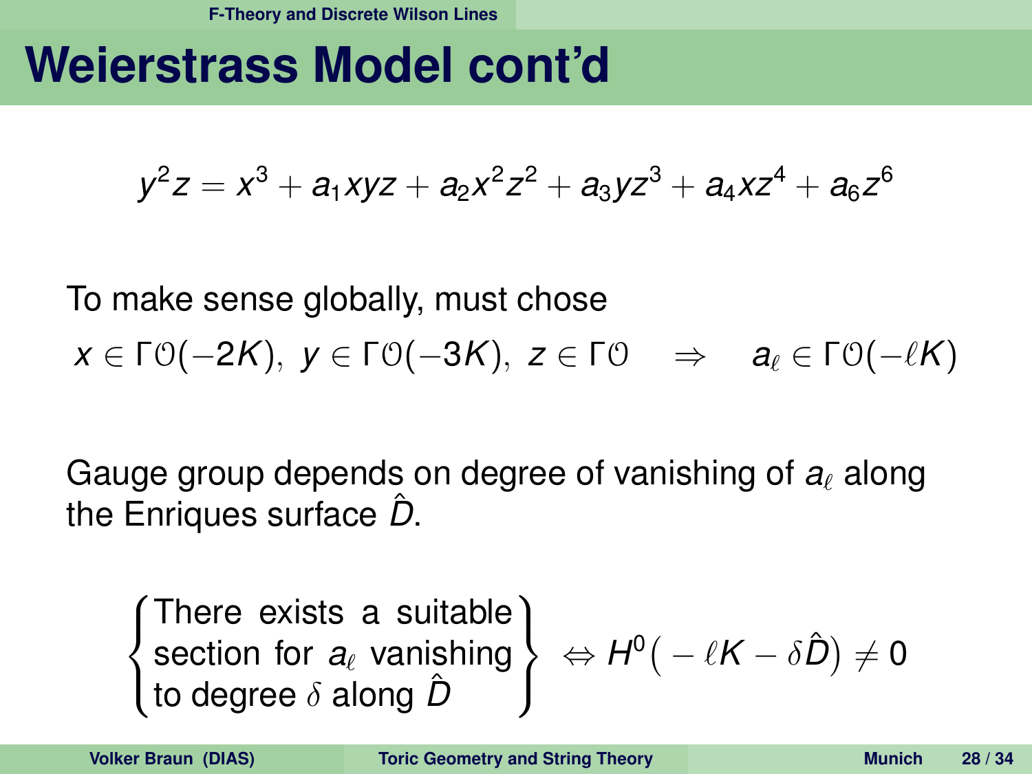# Weierstrass Model cont'd

$$y^2 z = x^3 + a_1 xyz + a_2 x^2 z^2 + a_3 yz^3 + a_4 xz^4 + a_6 z^6$$

To make sense globally, must chose

$$x \in \Gamma\mathcal{O}(-2K),\ y \in \Gamma\mathcal{O}(-3K),\ z \in \Gamma\mathcal{O} \quad \Rightarrow \quad a_\ell \in \Gamma\mathcal{O}(-\ell K)$$

Gauge group depends on degree of vanishing of $a_\ell$ along the Enriques surface $\hat{D}$.

$$\left\{ \begin{array}{l} \text{There exists a suitable} \\ \text{section for } a_\ell \text{ vanishing} \\ \text{to degree } \delta \text{ along } \hat{D} \end{array} \right\} \Leftrightarrow H^0\big( -\ell K - \delta \hat{D}\big) \neq 0$$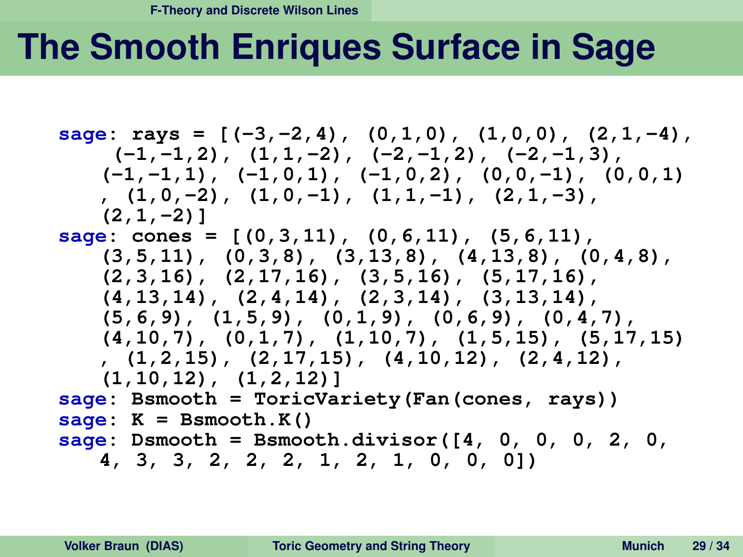# The Smooth Enriques Surface in Sage

```
sage: rays = [(-3,-2,4), (0,1,0), (1,0,0), (2,1,-4),
     (-1,-1,2), (1,1,-2), (-2,-1,2), (-2,-1,3),
    (-1,-1,1), (-1,0,1), (-1,0,2), (0,0,-1), (0,0,1)
    , (1,0,-2), (1,0,-1), (1,1,-1), (2,1,-3),
    (2,1,-2)]
sage: cones = [(0,3,11), (0,6,11), (5,6,11),
    (3,5,11), (0,3,8), (3,13,8), (4,13,8), (0,4,8),
    (2,3,16), (2,17,16), (3,5,16), (5,17,16),
    (4,13,14), (2,4,14), (2,3,14), (3,13,14),
    (5,6,9), (1,5,9), (0,1,9), (0,6,9), (0,4,7),
    (4,10,7), (0,1,7), (1,10,7), (1,5,15), (5,17,15)
    , (1,2,15), (2,17,15), (4,10,12), (2,4,12),
    (1,10,12), (1,2,12)]
sage: Bsmooth = ToricVariety(Fan(cones, rays))
sage: K = Bsmooth.K()
sage: Dsmooth = Bsmooth.divisor([4, 0, 0, 0, 2, 0,
    4, 3, 3, 2, 2, 2, 1, 2, 1, 0, 0, 0])
```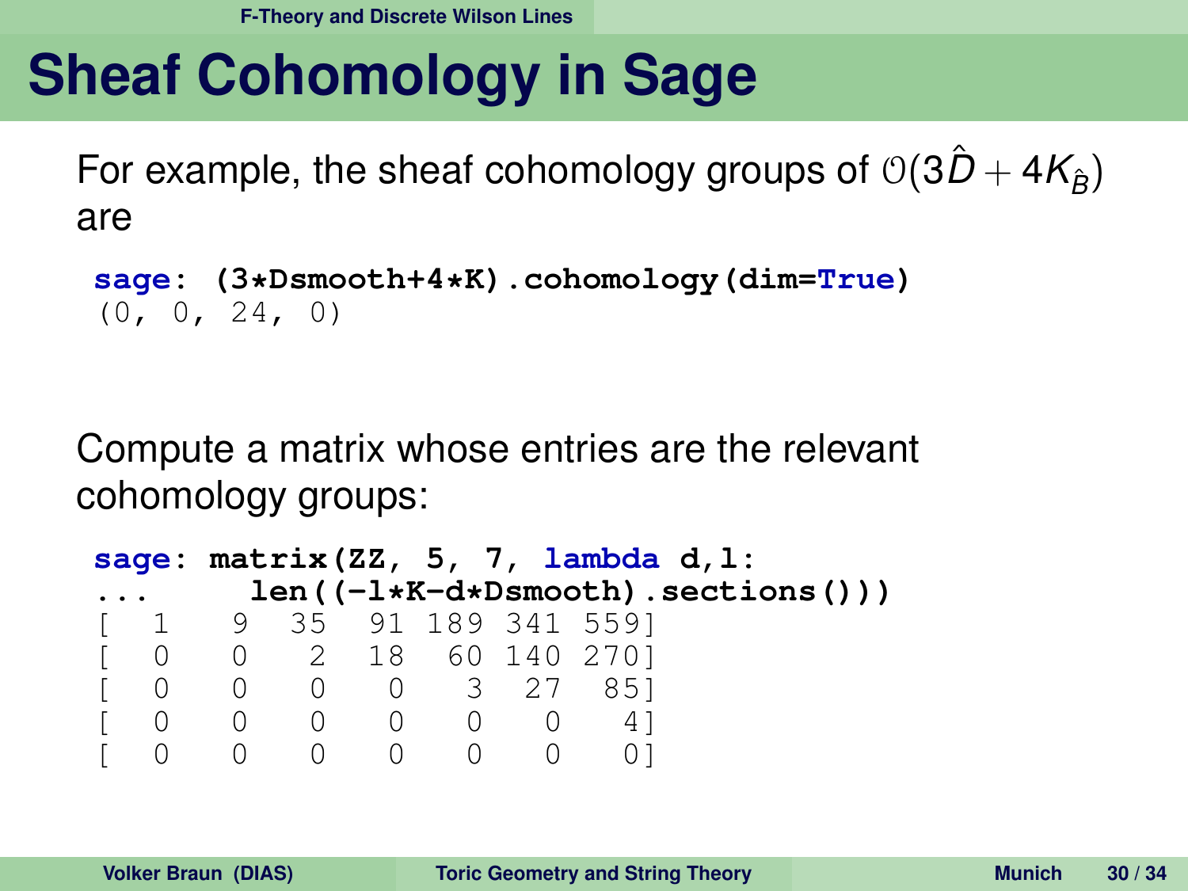# Sheaf Cohomology in Sage

For example, the sheaf cohomology groups of $\mathcal{O}(3\hat{D} + 4K_{\hat{B}})$ are

```
sage: (3*Dsmooth+4*K).cohomology(dim=True)
(0, 0, 24, 0)
```

Compute a matrix whose entries are the relevant cohomology groups:

```
sage: matrix(ZZ, 5, 7, lambda d,l:
...       len((-l*K-d*Dsmooth).sections()))
[  1   9  35  91 189 341 559]
[  0   0   2  18  60 140 270]
[  0   0   0   0   3  27  85]
[  0   0   0   0   0   0   4]
[  0   0   0   0   0   0   0]
```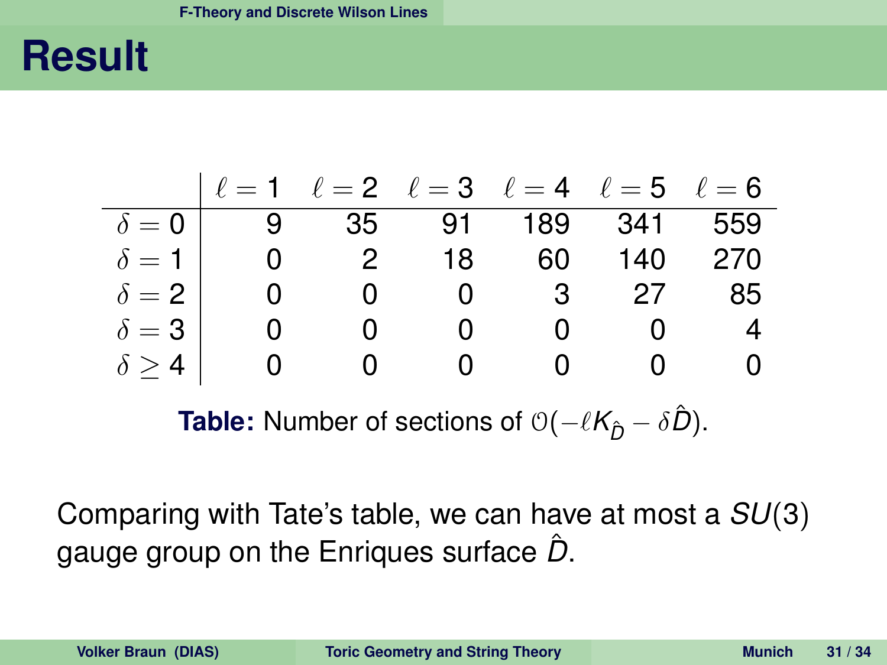# Result

| | $\ell = 1$ | $\ell = 2$ | $\ell = 3$ | $\ell = 4$ | $\ell = 5$ | $\ell = 6$ |
|---|---|---|---|---|---|---|
| $\delta = 0$ | 9 | 35 | 91 | 189 | 341 | 559 |
| $\delta = 1$ | 0 | 2 | 18 | 60 | 140 | 270 |
| $\delta = 2$ | 0 | 0 | 0 | 3 | 27 | 85 |
| $\delta = 3$ | 0 | 0 | 0 | 0 | 0 | 4 |
| $\delta \geq 4$ | 0 | 0 | 0 | 0 | 0 | 0 |

**Table:** Number of sections of $\mathcal{O}(-\ell K_{\hat{D}} - \delta \hat{D})$.

Comparing with Tate's table, we can have at most a $SU(3)$ gauge group on the Enriques surface $\hat{D}$.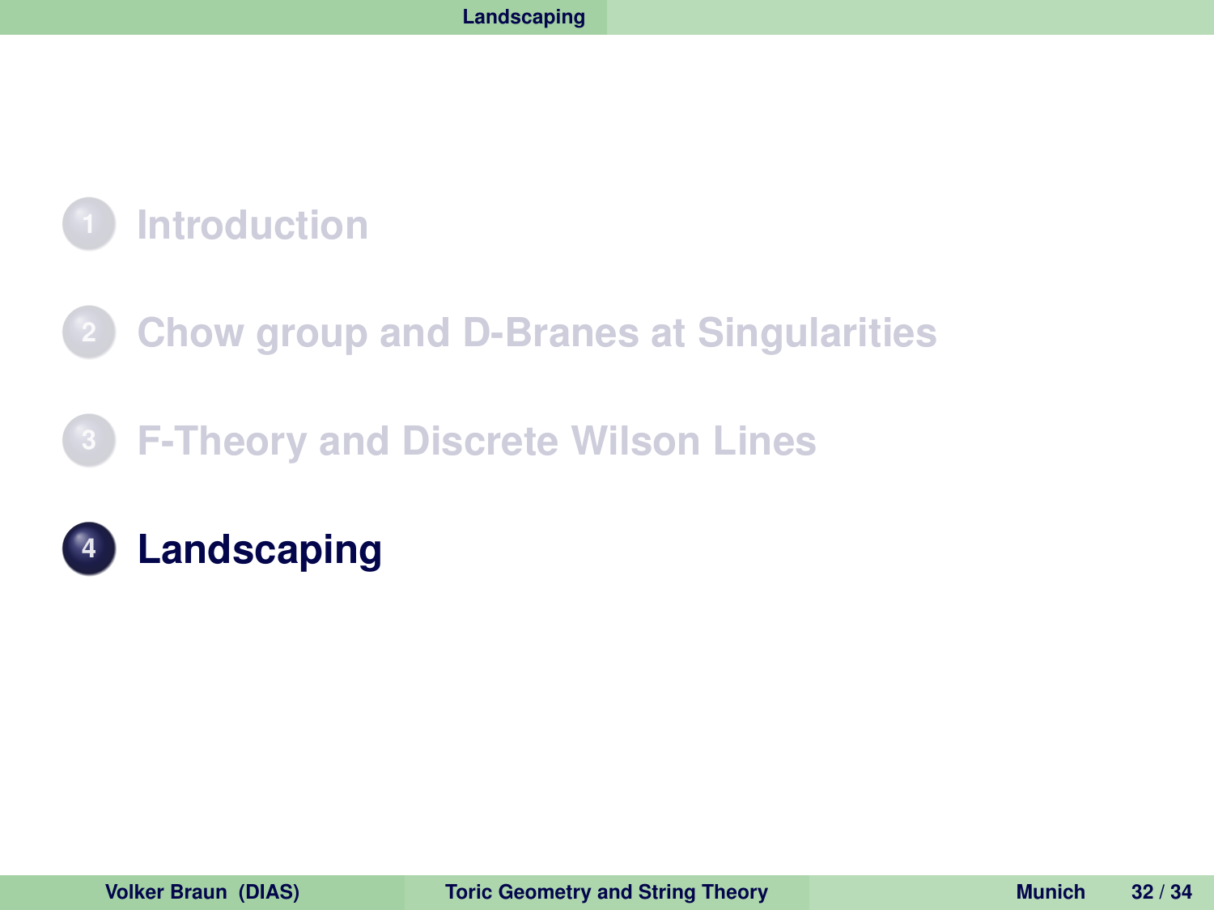1. Introduction
2. Chow group and D-Branes at Singularities
3. F-Theory and Discrete Wilson Lines
4. **Landscaping**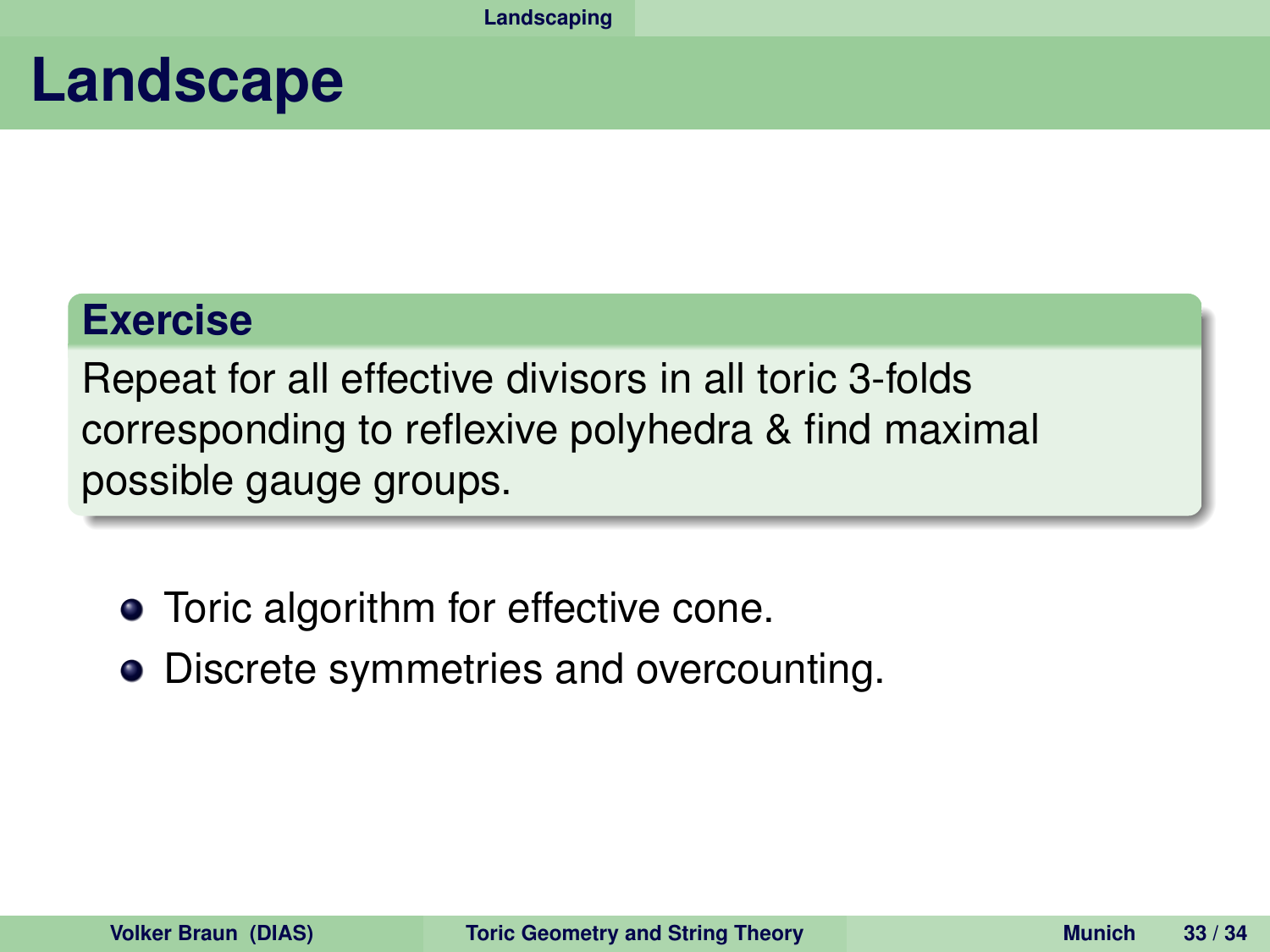# Landscape

**Exercise**

Repeat for all effective divisors in all toric 3-folds corresponding to reflexive polyhedra & find maximal possible gauge groups.

- Toric algorithm for effective cone.
- Discrete symmetries and overcounting.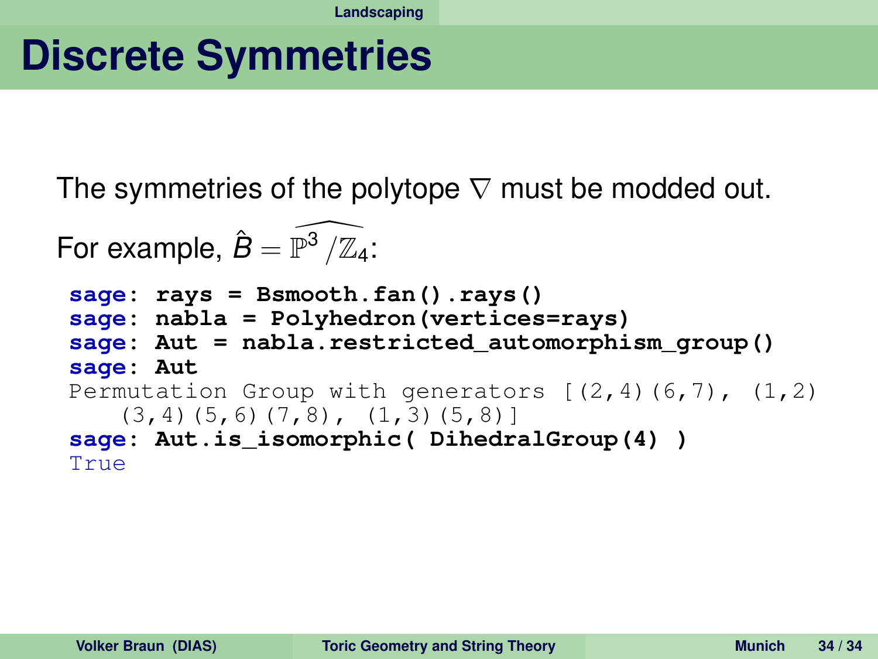# Discrete Symmetries

The symmetries of the polytope $\nabla$ must be modded out.

For example, $\hat{B} = \widehat{\mathbb{P}^3/\mathbb{Z}_4}$:

```
sage: rays = Bsmooth.fan().rays()
sage: nabla = Polyhedron(vertices=rays)
sage: Aut = nabla.restricted_automorphism_group()
sage: Aut
Permutation Group with generators [(2,4)(6,7), (1,2)
    (3,4)(5,6)(7,8), (1,3)(5,8)]
sage: Aut.is_isomorphic( DihedralGroup(4) )
True
```